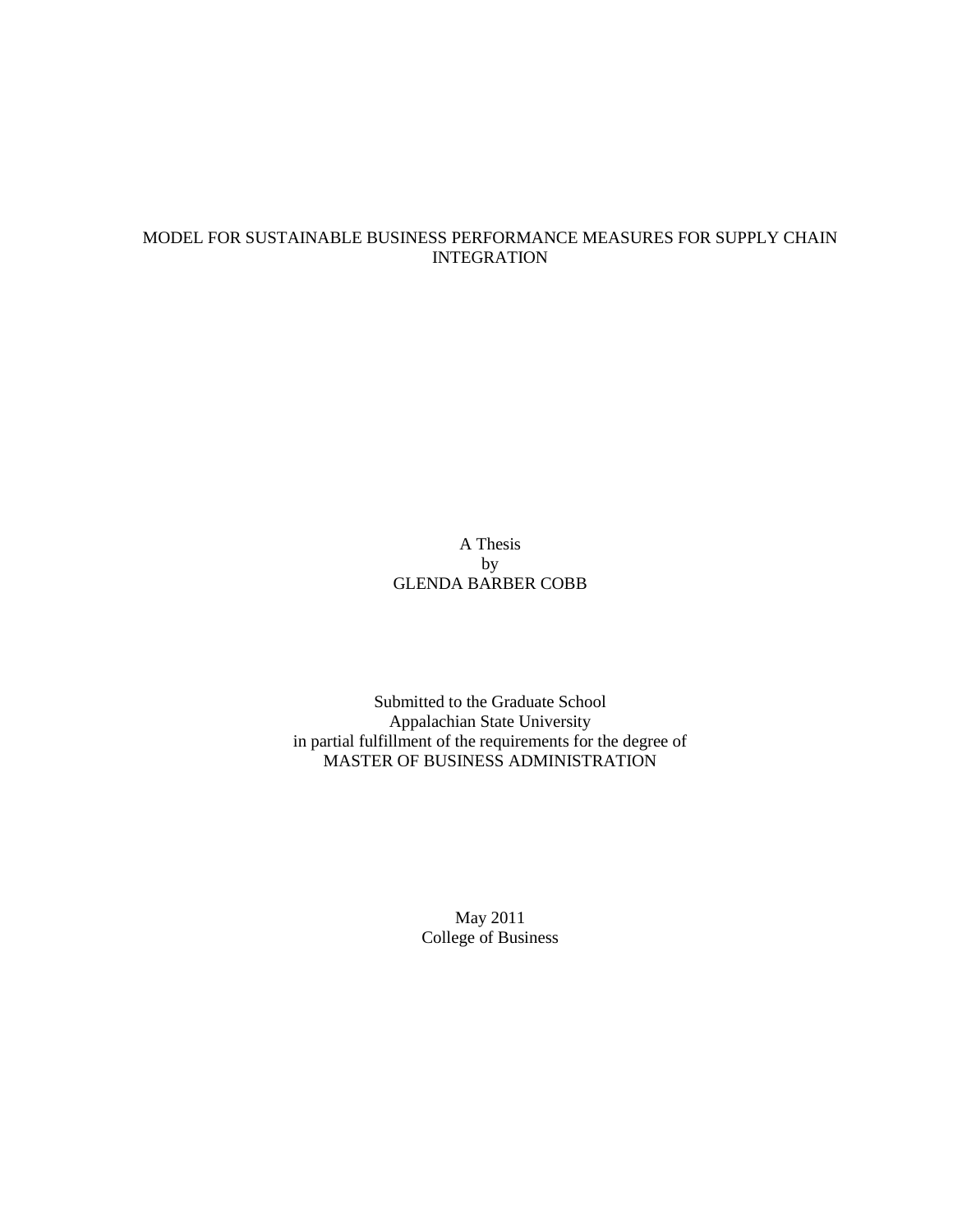# MODEL FOR SUSTAINABLE BUSINESS PERFORMANCE MEASURES FOR SUPPLY CHAIN INTEGRATION

A Thesis
by
GLENDA BARBER COBB

Submitted to the Graduate School
Appalachian State University
in partial fulfillment of the requirements for the degree of
MASTER OF BUSINESS ADMINISTRATION

May 2011
College of Business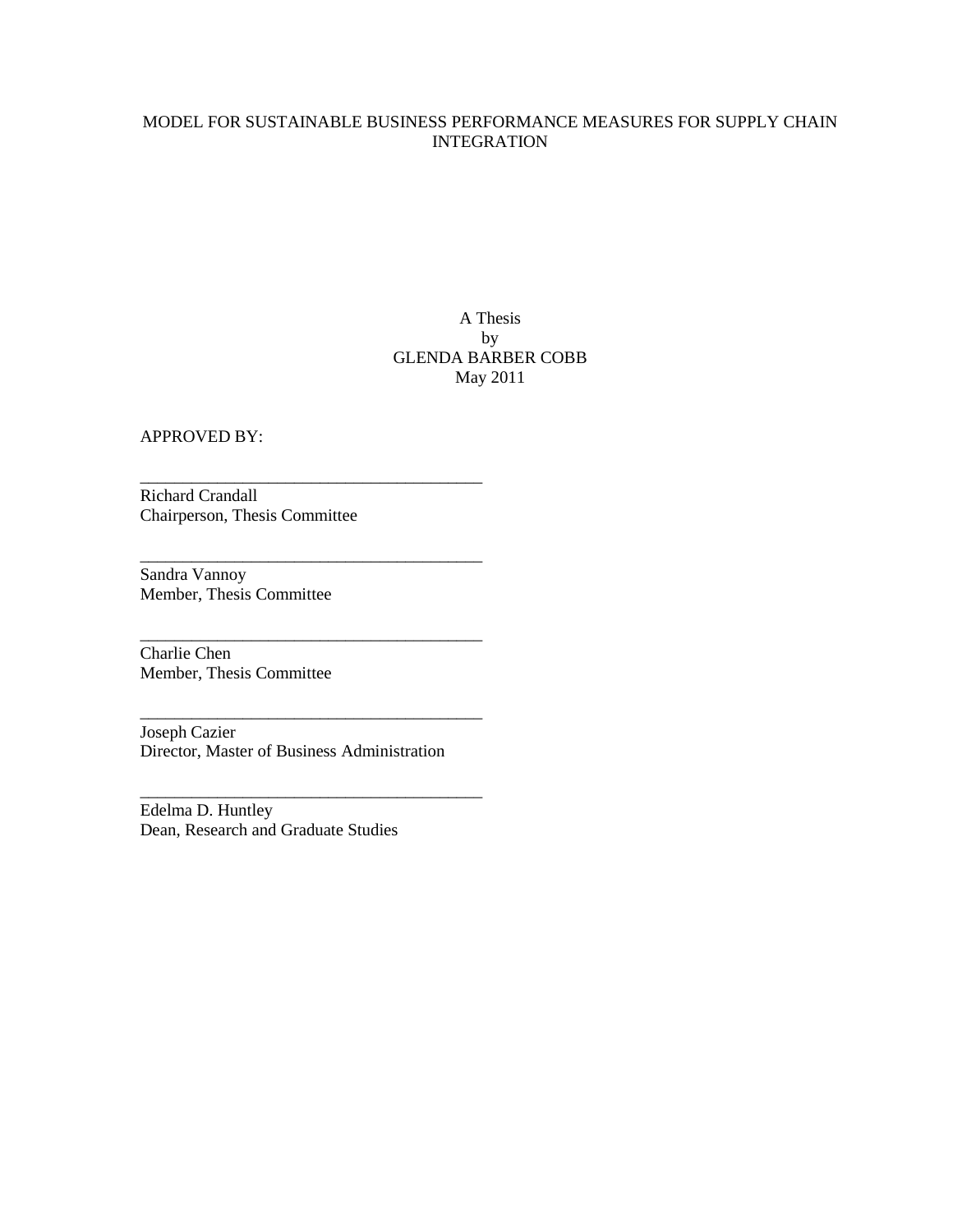MODEL FOR SUSTAINABLE BUSINESS PERFORMANCE MEASURES FOR SUPPLY CHAIN INTEGRATION

A Thesis
by
GLENDA BARBER COBB
May 2011

APPROVED BY:

________________________________________
Richard Crandall
Chairperson, Thesis Committee

________________________________________
Sandra Vannoy
Member, Thesis Committee

________________________________________
Charlie Chen
Member, Thesis Committee

________________________________________
Joseph Cazier
Director, Master of Business Administration

________________________________________
Edelma D. Huntley
Dean, Research and Graduate Studies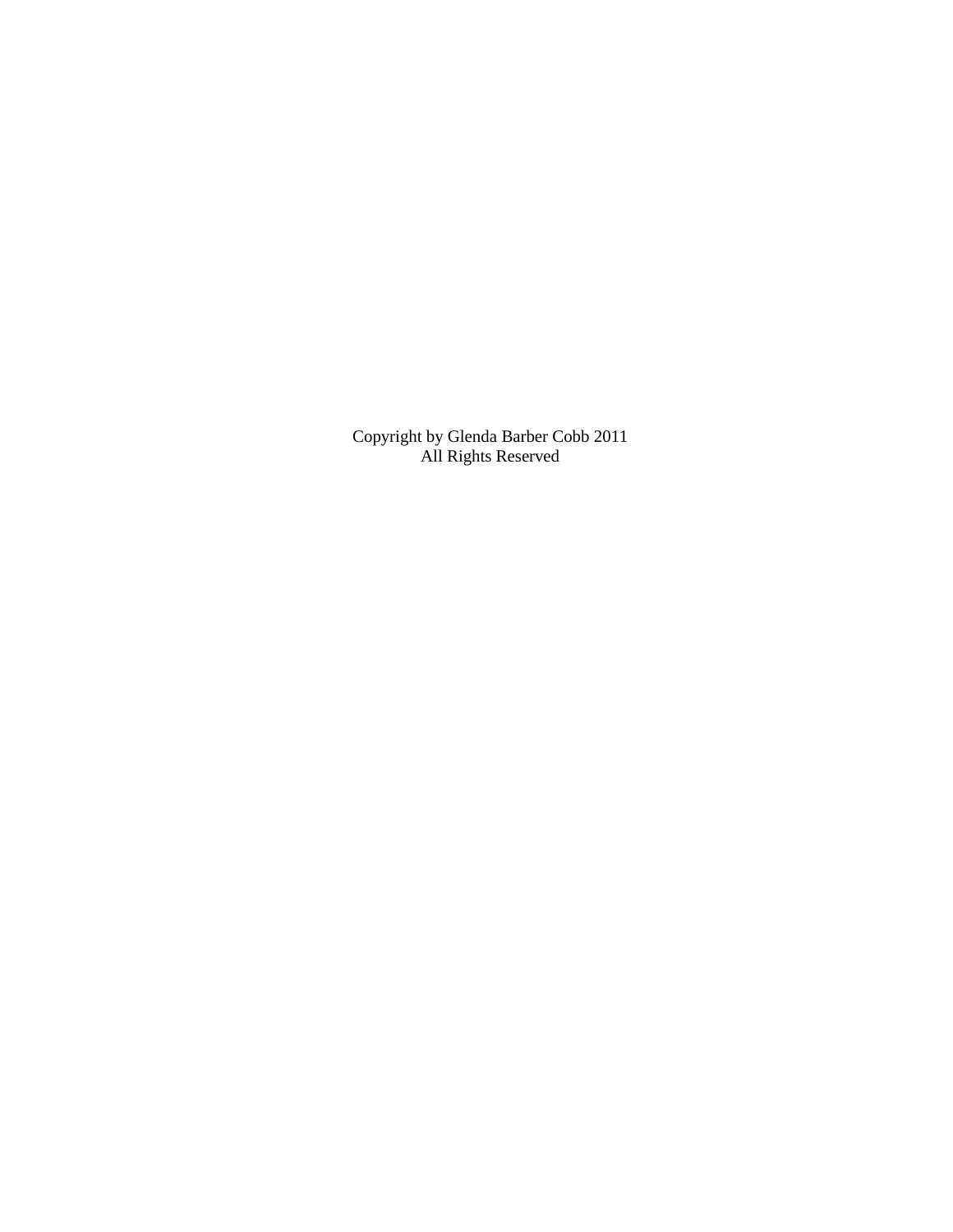Copyright by Glenda Barber Cobb 2011
All Rights Reserved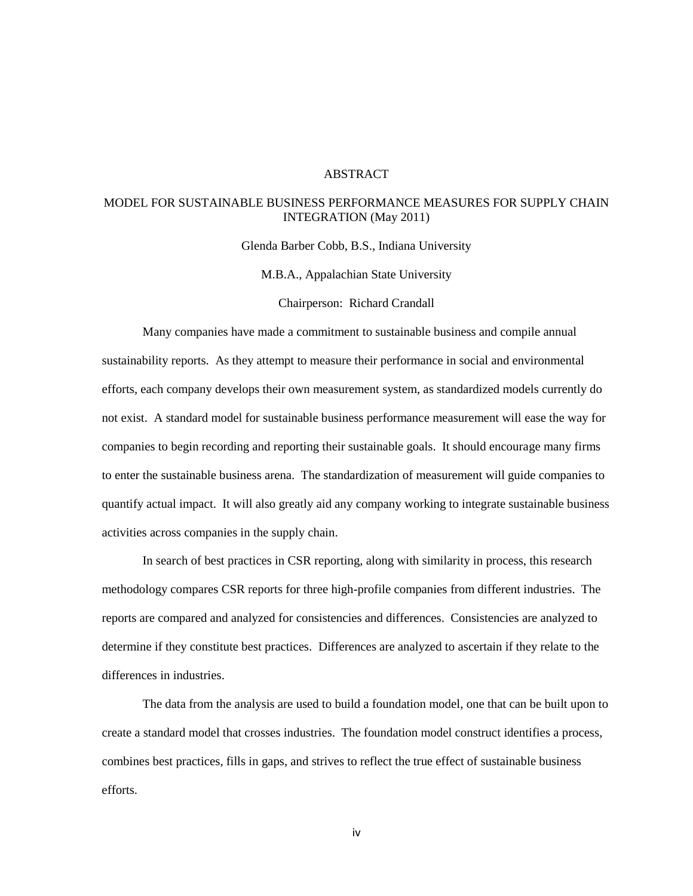# ABSTRACT

## MODEL FOR SUSTAINABLE BUSINESS PERFORMANCE MEASURES FOR SUPPLY CHAIN INTEGRATION (May 2011)

Glenda Barber Cobb, B.S., Indiana University

M.B.A., Appalachian State University

Chairperson: Richard Crandall

Many companies have made a commitment to sustainable business and compile annual sustainability reports. As they attempt to measure their performance in social and environmental efforts, each company develops their own measurement system, as standardized models currently do not exist. A standard model for sustainable business performance measurement will ease the way for companies to begin recording and reporting their sustainable goals. It should encourage many firms to enter the sustainable business arena. The standardization of measurement will guide companies to quantify actual impact. It will also greatly aid any company working to integrate sustainable business activities across companies in the supply chain.

In search of best practices in CSR reporting, along with similarity in process, this research methodology compares CSR reports for three high-profile companies from different industries. The reports are compared and analyzed for consistencies and differences. Consistencies are analyzed to determine if they constitute best practices. Differences are analyzed to ascertain if they relate to the differences in industries.

The data from the analysis are used to build a foundation model, one that can be built upon to create a standard model that crosses industries. The foundation model construct identifies a process, combines best practices, fills in gaps, and strives to reflect the true effect of sustainable business efforts.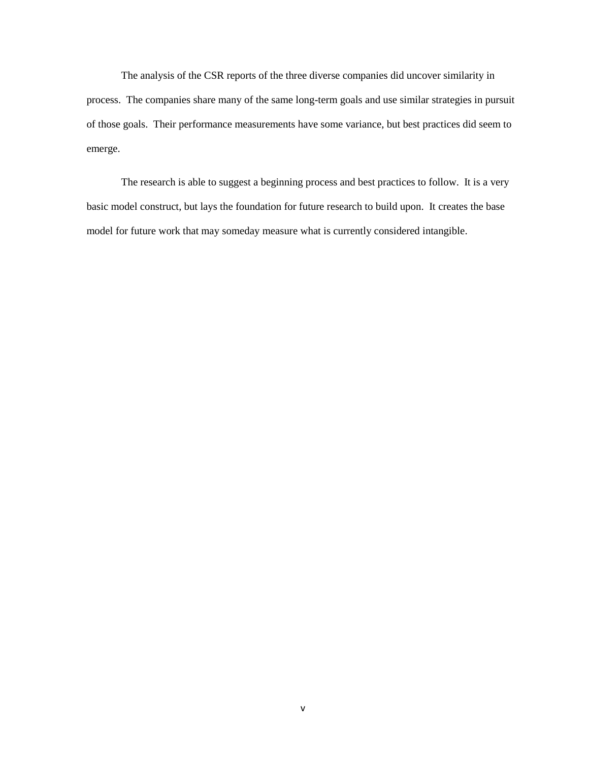The analysis of the CSR reports of the three diverse companies did uncover similarity in process. The companies share many of the same long-term goals and use similar strategies in pursuit of those goals. Their performance measurements have some variance, but best practices did seem to emerge.

The research is able to suggest a beginning process and best practices to follow. It is a very basic model construct, but lays the foundation for future research to build upon. It creates the base model for future work that may someday measure what is currently considered intangible.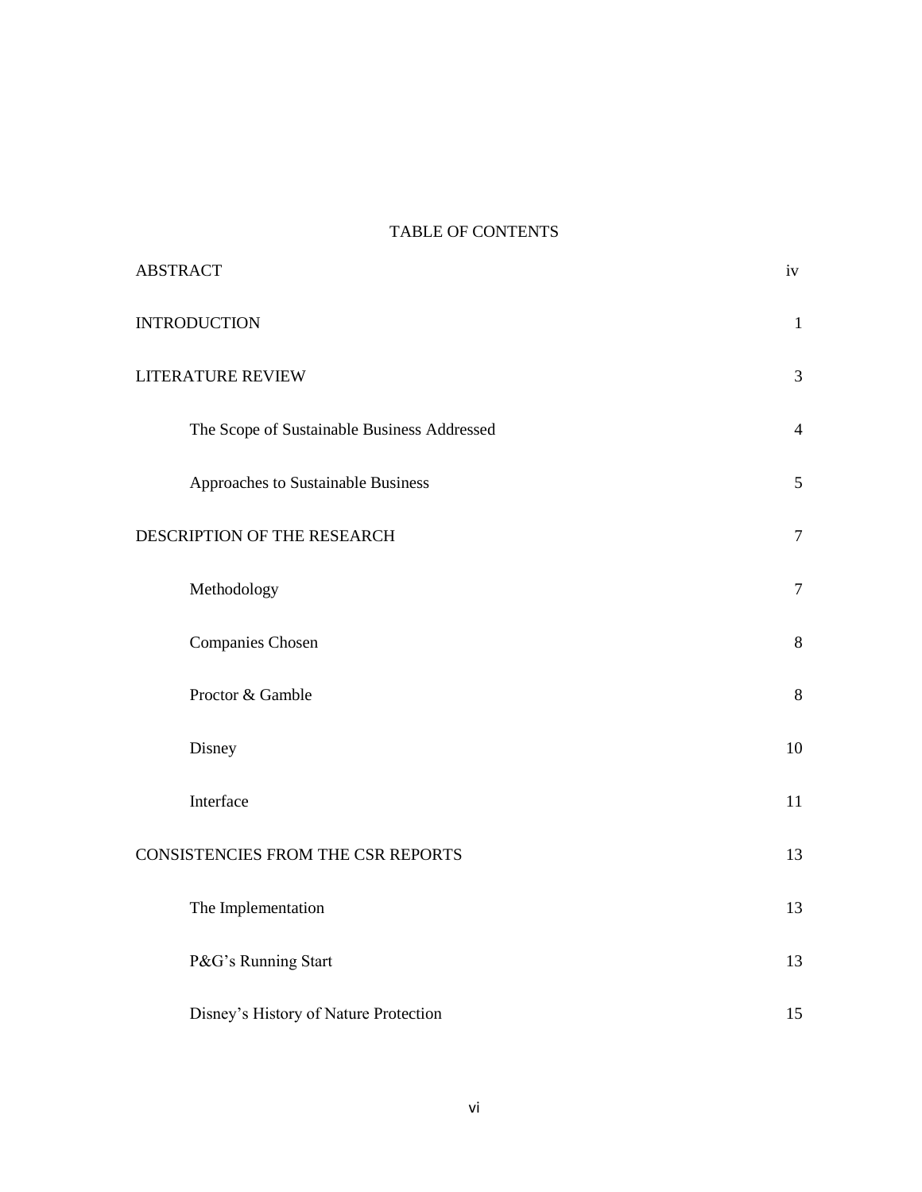# TABLE OF CONTENTS

| | |
|---|---|
| ABSTRACT | iv |
| INTRODUCTION | 1 |
| LITERATURE REVIEW | 3 |
| The Scope of Sustainable Business Addressed | 4 |
| Approaches to Sustainable Business | 5 |
| DESCRIPTION OF THE RESEARCH | 7 |
| Methodology | 7 |
| Companies Chosen | 8 |
| Proctor & Gamble | 8 |
| Disney | 10 |
| Interface | 11 |
| CONSISTENCIES FROM THE CSR REPORTS | 13 |
| The Implementation | 13 |
| P&G's Running Start | 13 |
| Disney's History of Nature Protection | 15 |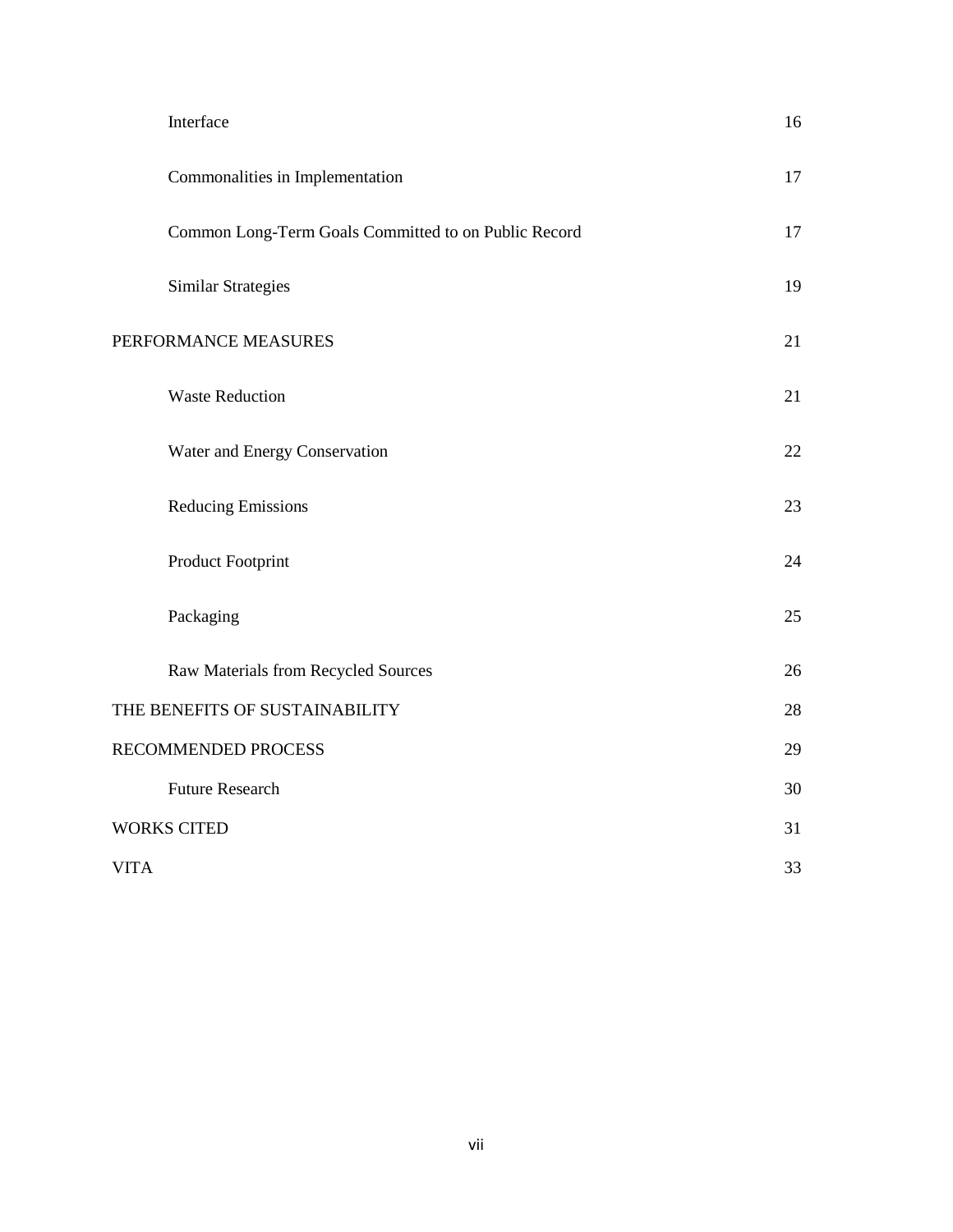| | |
|---|---|
| Interface | 16 |
| Commonalities in Implementation | 17 |
| Common Long-Term Goals Committed to on Public Record | 17 |
| Similar Strategies | 19 |
| PERFORMANCE MEASURES | 21 |
| Waste Reduction | 21 |
| Water and Energy Conservation | 22 |
| Reducing Emissions | 23 |
| Product Footprint | 24 |
| Packaging | 25 |
| Raw Materials from Recycled Sources | 26 |
| THE BENEFITS OF SUSTAINABILITY | 28 |
| RECOMMENDED PROCESS | 29 |
| Future Research | 30 |
| WORKS CITED | 31 |
| VITA | 33 |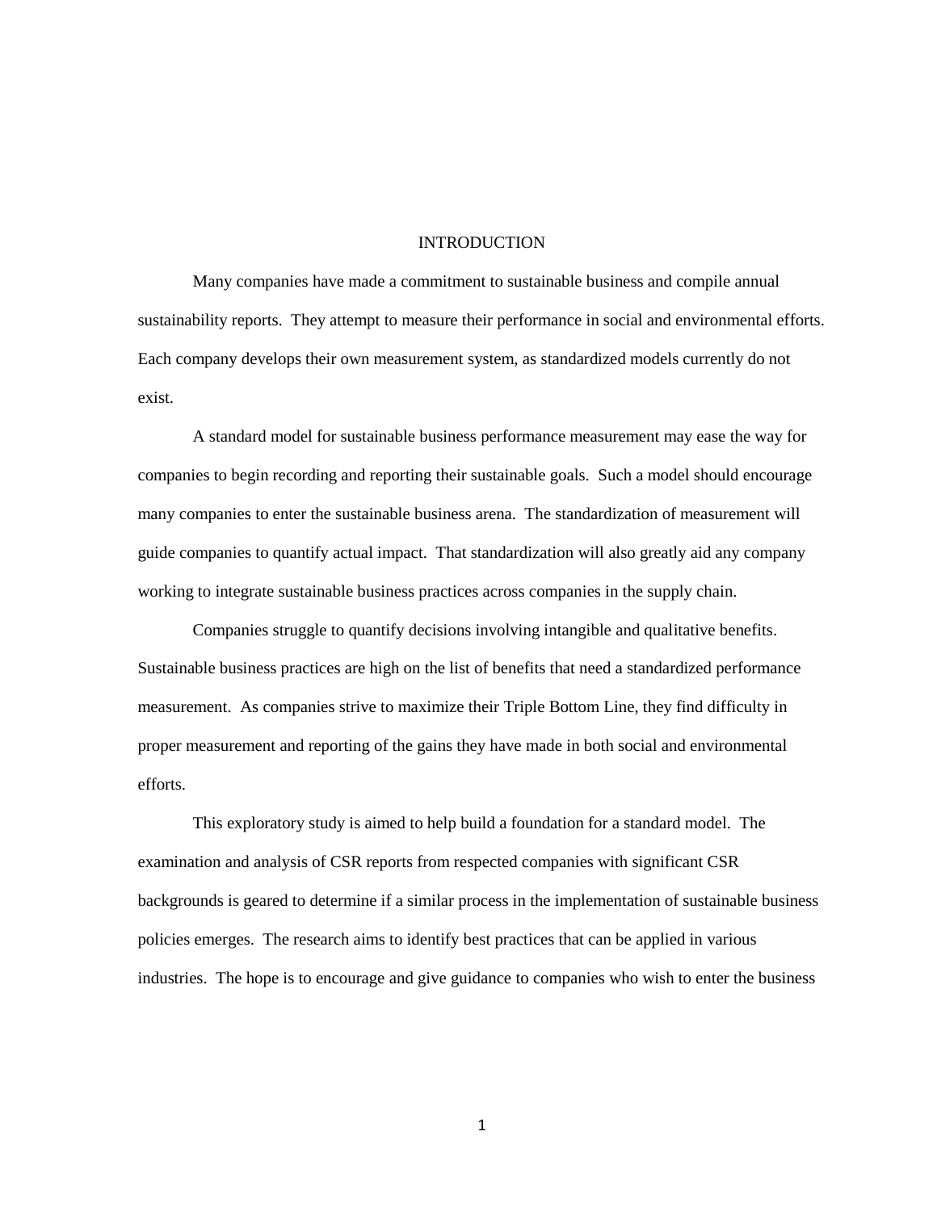# INTRODUCTION

Many companies have made a commitment to sustainable business and compile annual sustainability reports. They attempt to measure their performance in social and environmental efforts. Each company develops their own measurement system, as standardized models currently do not exist.

A standard model for sustainable business performance measurement may ease the way for companies to begin recording and reporting their sustainable goals. Such a model should encourage many companies to enter the sustainable business arena. The standardization of measurement will guide companies to quantify actual impact. That standardization will also greatly aid any company working to integrate sustainable business practices across companies in the supply chain.

Companies struggle to quantify decisions involving intangible and qualitative benefits. Sustainable business practices are high on the list of benefits that need a standardized performance measurement. As companies strive to maximize their Triple Bottom Line, they find difficulty in proper measurement and reporting of the gains they have made in both social and environmental efforts.

This exploratory study is aimed to help build a foundation for a standard model. The examination and analysis of CSR reports from respected companies with significant CSR backgrounds is geared to determine if a similar process in the implementation of sustainable business policies emerges. The research aims to identify best practices that can be applied in various industries. The hope is to encourage and give guidance to companies who wish to enter the business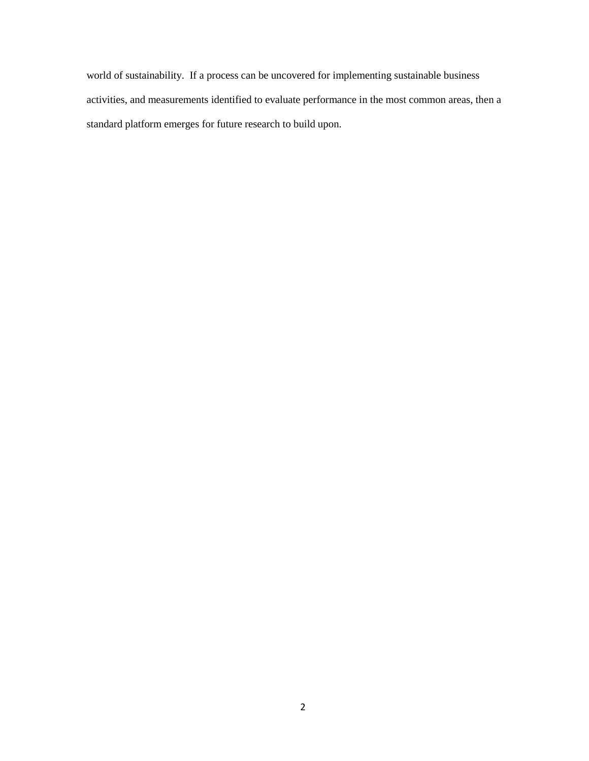world of sustainability. If a process can be uncovered for implementing sustainable business activities, and measurements identified to evaluate performance in the most common areas, then a standard platform emerges for future research to build upon.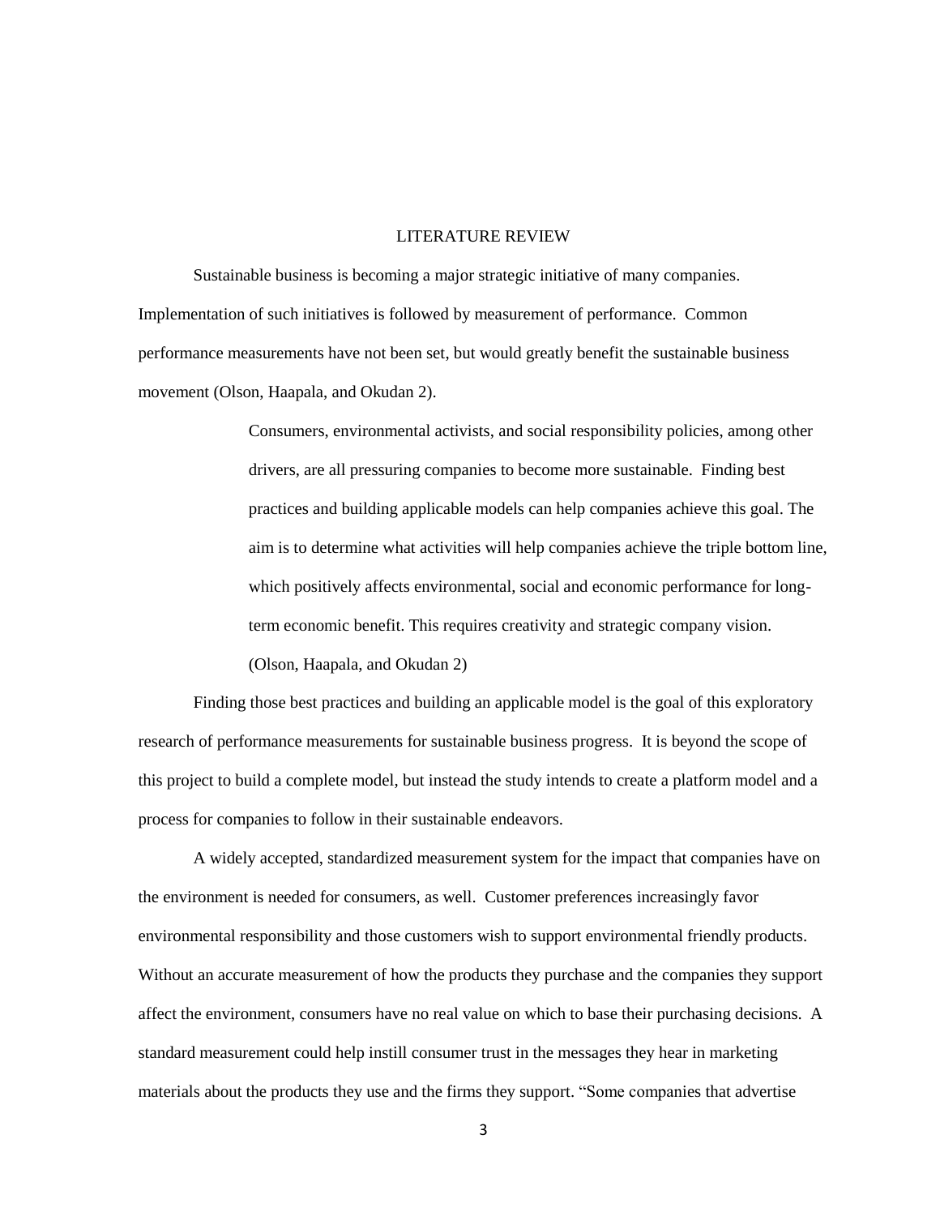# LITERATURE REVIEW

Sustainable business is becoming a major strategic initiative of many companies. Implementation of such initiatives is followed by measurement of performance. Common performance measurements have not been set, but would greatly benefit the sustainable business movement (Olson, Haapala, and Okudan 2).

> Consumers, environmental activists, and social responsibility policies, among other drivers, are all pressuring companies to become more sustainable. Finding best practices and building applicable models can help companies achieve this goal. The aim is to determine what activities will help companies achieve the triple bottom line, which positively affects environmental, social and economic performance for long-term economic benefit. This requires creativity and strategic company vision. (Olson, Haapala, and Okudan 2)

Finding those best practices and building an applicable model is the goal of this exploratory research of performance measurements for sustainable business progress. It is beyond the scope of this project to build a complete model, but instead the study intends to create a platform model and a process for companies to follow in their sustainable endeavors.

A widely accepted, standardized measurement system for the impact that companies have on the environment is needed for consumers, as well. Customer preferences increasingly favor environmental responsibility and those customers wish to support environmental friendly products. Without an accurate measurement of how the products they purchase and the companies they support affect the environment, consumers have no real value on which to base their purchasing decisions. A standard measurement could help instill consumer trust in the messages they hear in marketing materials about the products they use and the firms they support. "Some companies that advertise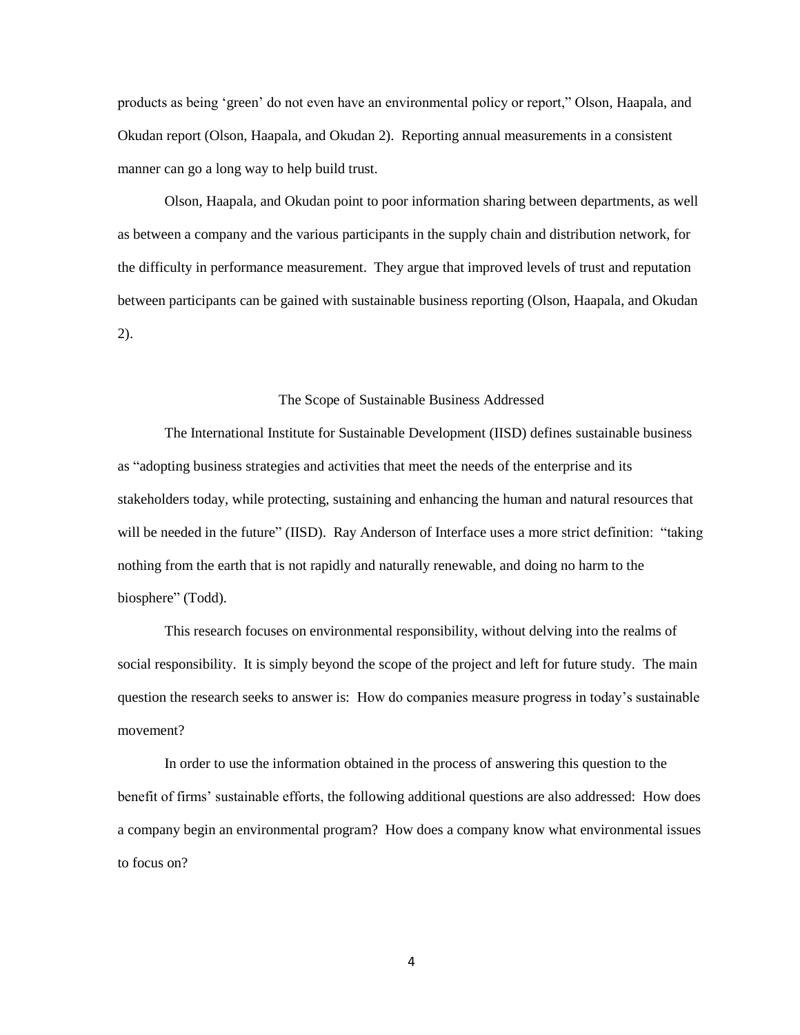products as being 'green' do not even have an environmental policy or report," Olson, Haapala, and Okudan report (Olson, Haapala, and Okudan 2). Reporting annual measurements in a consistent manner can go a long way to help build trust.

Olson, Haapala, and Okudan point to poor information sharing between departments, as well as between a company and the various participants in the supply chain and distribution network, for the difficulty in performance measurement. They argue that improved levels of trust and reputation between participants can be gained with sustainable business reporting (Olson, Haapala, and Okudan 2).

## The Scope of Sustainable Business Addressed

The International Institute for Sustainable Development (IISD) defines sustainable business as "adopting business strategies and activities that meet the needs of the enterprise and its stakeholders today, while protecting, sustaining and enhancing the human and natural resources that will be needed in the future" (IISD). Ray Anderson of Interface uses a more strict definition: "taking nothing from the earth that is not rapidly and naturally renewable, and doing no harm to the biosphere" (Todd).

This research focuses on environmental responsibility, without delving into the realms of social responsibility. It is simply beyond the scope of the project and left for future study. The main question the research seeks to answer is: How do companies measure progress in today's sustainable movement?

In order to use the information obtained in the process of answering this question to the benefit of firms' sustainable efforts, the following additional questions are also addressed: How does a company begin an environmental program? How does a company know what environmental issues to focus on?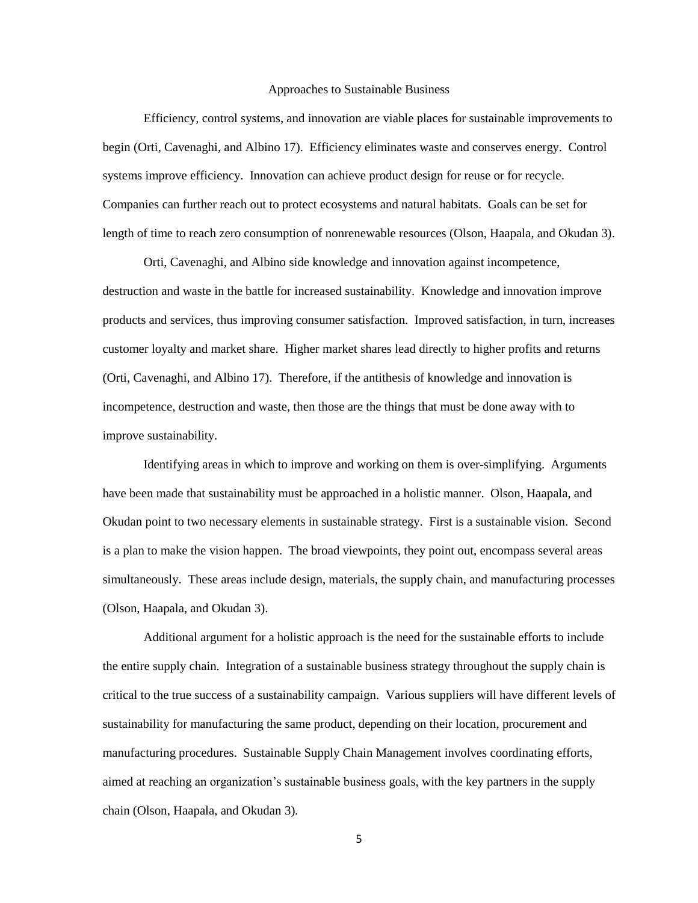## Approaches to Sustainable Business

Efficiency, control systems, and innovation are viable places for sustainable improvements to begin (Orti, Cavenaghi, and Albino 17). Efficiency eliminates waste and conserves energy. Control systems improve efficiency. Innovation can achieve product design for reuse or for recycle. Companies can further reach out to protect ecosystems and natural habitats. Goals can be set for length of time to reach zero consumption of nonrenewable resources (Olson, Haapala, and Okudan 3).

Orti, Cavenaghi, and Albino side knowledge and innovation against incompetence, destruction and waste in the battle for increased sustainability. Knowledge and innovation improve products and services, thus improving consumer satisfaction. Improved satisfaction, in turn, increases customer loyalty and market share. Higher market shares lead directly to higher profits and returns (Orti, Cavenaghi, and Albino 17). Therefore, if the antithesis of knowledge and innovation is incompetence, destruction and waste, then those are the things that must be done away with to improve sustainability.

Identifying areas in which to improve and working on them is over-simplifying. Arguments have been made that sustainability must be approached in a holistic manner. Olson, Haapala, and Okudan point to two necessary elements in sustainable strategy. First is a sustainable vision. Second is a plan to make the vision happen. The broad viewpoints, they point out, encompass several areas simultaneously. These areas include design, materials, the supply chain, and manufacturing processes (Olson, Haapala, and Okudan 3).

Additional argument for a holistic approach is the need for the sustainable efforts to include the entire supply chain. Integration of a sustainable business strategy throughout the supply chain is critical to the true success of a sustainability campaign. Various suppliers will have different levels of sustainability for manufacturing the same product, depending on their location, procurement and manufacturing procedures. Sustainable Supply Chain Management involves coordinating efforts, aimed at reaching an organization's sustainable business goals, with the key partners in the supply chain (Olson, Haapala, and Okudan 3).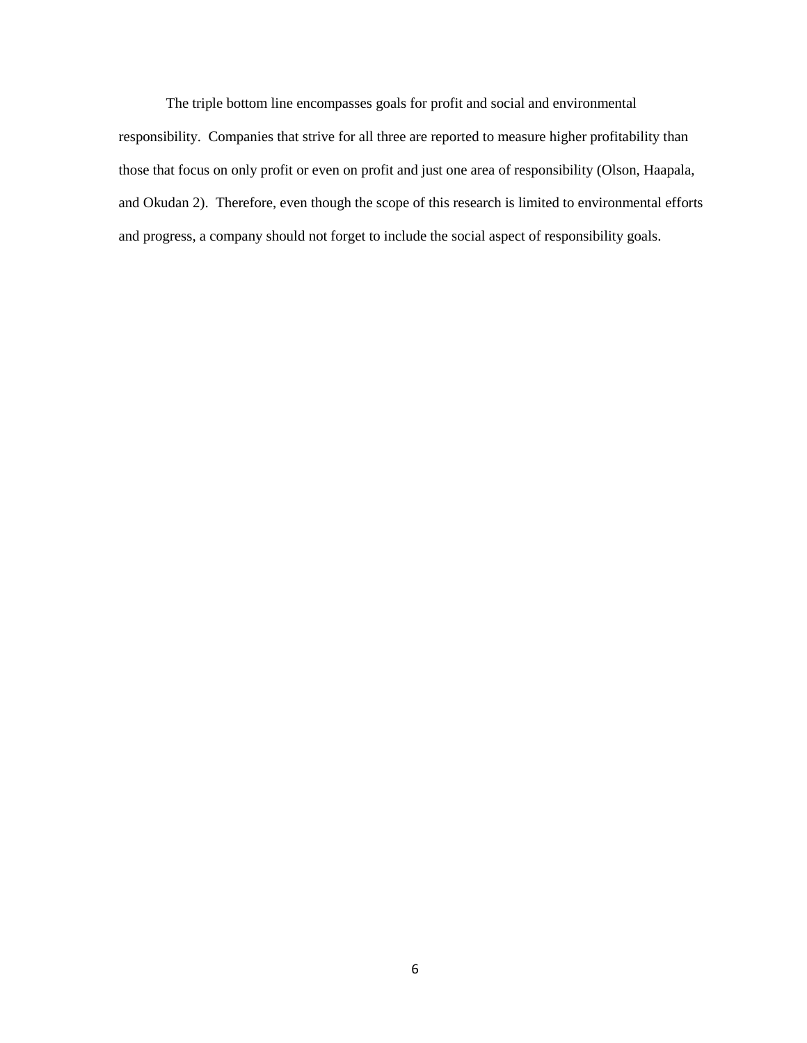The triple bottom line encompasses goals for profit and social and environmental responsibility. Companies that strive for all three are reported to measure higher profitability than those that focus on only profit or even on profit and just one area of responsibility (Olson, Haapala, and Okudan 2). Therefore, even though the scope of this research is limited to environmental efforts and progress, a company should not forget to include the social aspect of responsibility goals.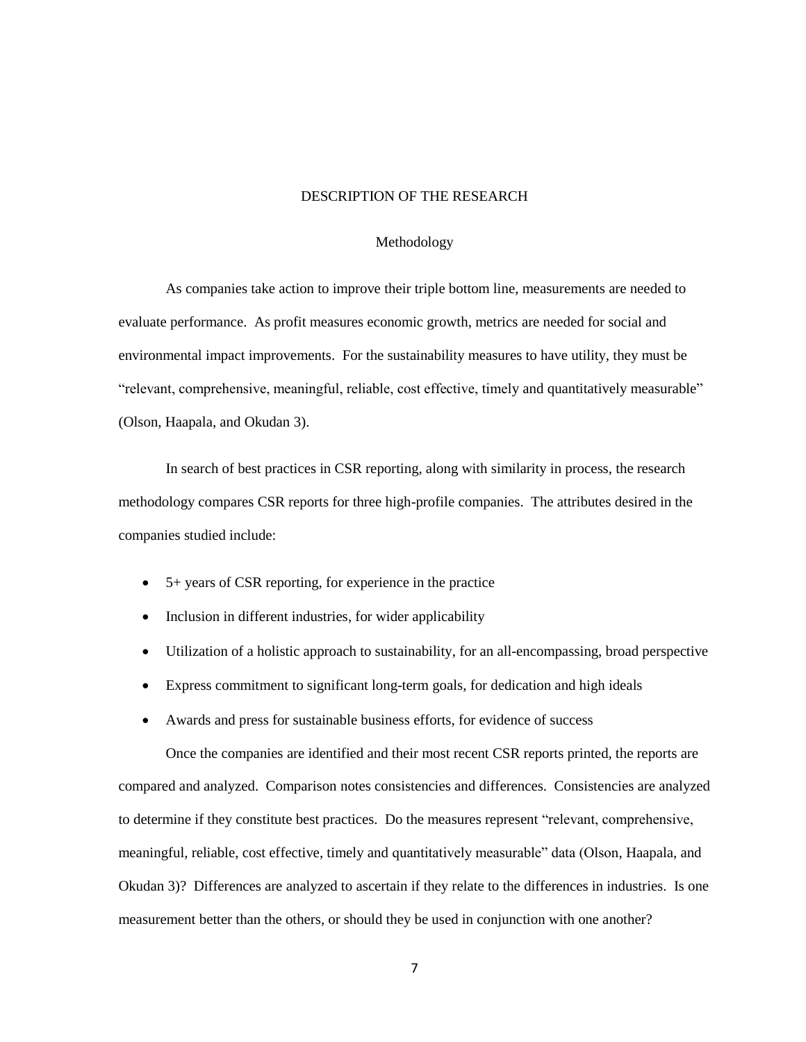# DESCRIPTION OF THE RESEARCH

## Methodology

As companies take action to improve their triple bottom line, measurements are needed to evaluate performance. As profit measures economic growth, metrics are needed for social and environmental impact improvements. For the sustainability measures to have utility, they must be "relevant, comprehensive, meaningful, reliable, cost effective, timely and quantitatively measurable" (Olson, Haapala, and Okudan 3).

In search of best practices in CSR reporting, along with similarity in process, the research methodology compares CSR reports for three high-profile companies. The attributes desired in the companies studied include:

- 5+ years of CSR reporting, for experience in the practice
- Inclusion in different industries, for wider applicability
- Utilization of a holistic approach to sustainability, for an all-encompassing, broad perspective
- Express commitment to significant long-term goals, for dedication and high ideals
- Awards and press for sustainable business efforts, for evidence of success

Once the companies are identified and their most recent CSR reports printed, the reports are compared and analyzed. Comparison notes consistencies and differences. Consistencies are analyzed to determine if they constitute best practices. Do the measures represent "relevant, comprehensive, meaningful, reliable, cost effective, timely and quantitatively measurable" data (Olson, Haapala, and Okudan 3)? Differences are analyzed to ascertain if they relate to the differences in industries. Is one measurement better than the others, or should they be used in conjunction with one another?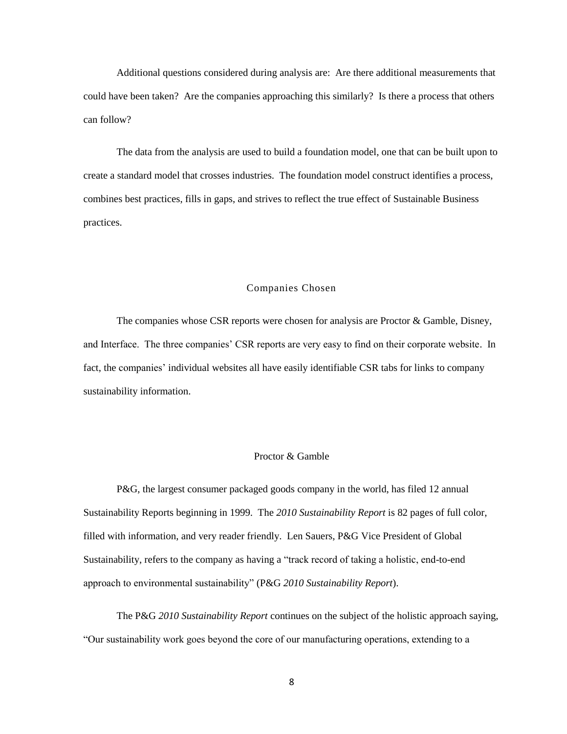Additional questions considered during analysis are: Are there additional measurements that could have been taken? Are the companies approaching this similarly? Is there a process that others can follow?

The data from the analysis are used to build a foundation model, one that can be built upon to create a standard model that crosses industries. The foundation model construct identifies a process, combines best practices, fills in gaps, and strives to reflect the true effect of Sustainable Business practices.

## Companies Chosen

The companies whose CSR reports were chosen for analysis are Proctor & Gamble, Disney, and Interface. The three companies' CSR reports are very easy to find on their corporate website. In fact, the companies' individual websites all have easily identifiable CSR tabs for links to company sustainability information.

### Proctor & Gamble

P&G, the largest consumer packaged goods company in the world, has filed 12 annual Sustainability Reports beginning in 1999. The *2010 Sustainability Report* is 82 pages of full color, filled with information, and very reader friendly. Len Sauers, P&G Vice President of Global Sustainability, refers to the company as having a "track record of taking a holistic, end-to-end approach to environmental sustainability" (P&G *2010 Sustainability Report*).

The P&G *2010 Sustainability Report* continues on the subject of the holistic approach saying, "Our sustainability work goes beyond the core of our manufacturing operations, extending to a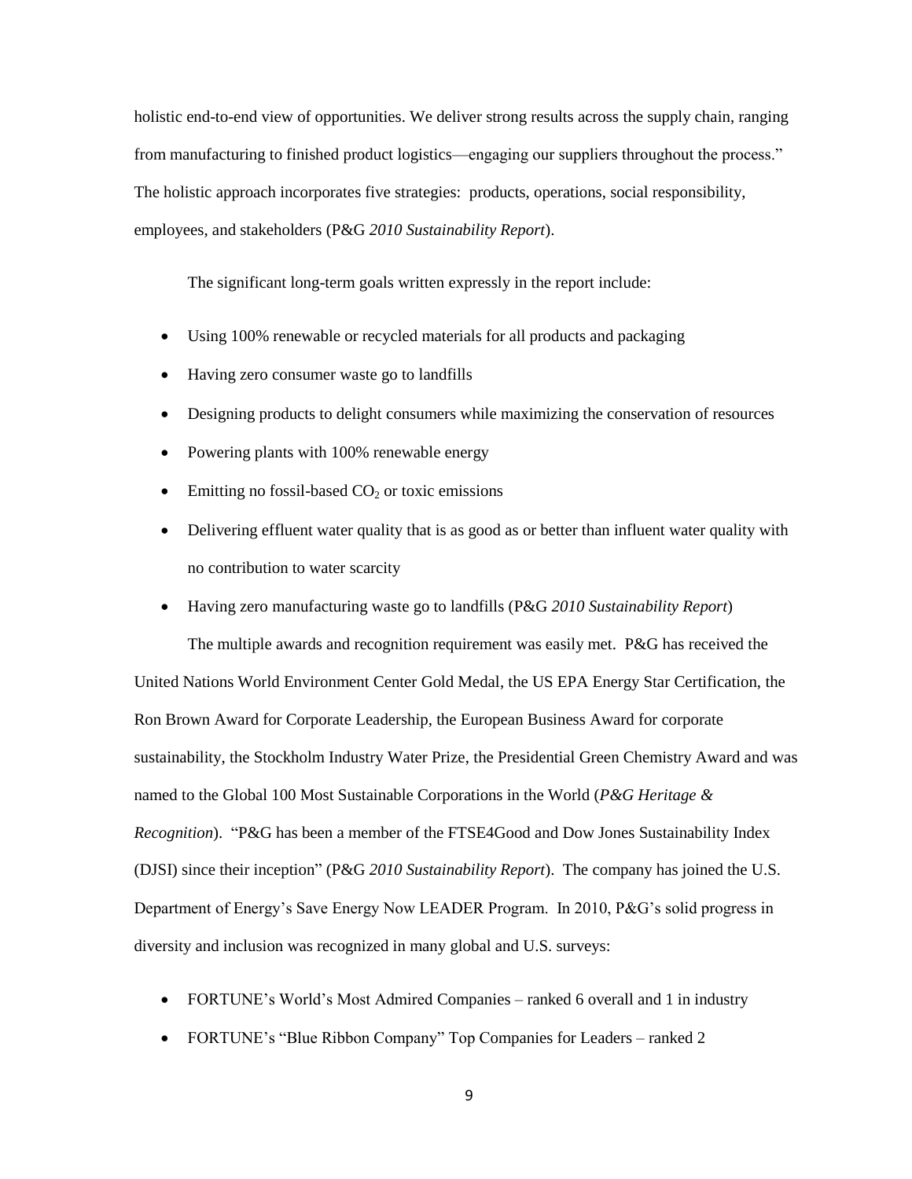holistic end-to-end view of opportunities. We deliver strong results across the supply chain, ranging from manufacturing to finished product logistics—engaging our suppliers throughout the process." The holistic approach incorporates five strategies: products, operations, social responsibility, employees, and stakeholders (P&G *2010 Sustainability Report*).

The significant long-term goals written expressly in the report include:

- Using 100% renewable or recycled materials for all products and packaging
- Having zero consumer waste go to landfills
- Designing products to delight consumers while maximizing the conservation of resources
- Powering plants with 100% renewable energy
- Emitting no fossil-based $CO_2$ or toxic emissions
- Delivering effluent water quality that is as good as or better than influent water quality with no contribution to water scarcity
- Having zero manufacturing waste go to landfills (P&G *2010 Sustainability Report*)

The multiple awards and recognition requirement was easily met. P&G has received the United Nations World Environment Center Gold Medal, the US EPA Energy Star Certification, the Ron Brown Award for Corporate Leadership, the European Business Award for corporate sustainability, the Stockholm Industry Water Prize, the Presidential Green Chemistry Award and was named to the Global 100 Most Sustainable Corporations in the World (*P&G Heritage & Recognition*). "P&G has been a member of the FTSE4Good and Dow Jones Sustainability Index (DJSI) since their inception" (P&G *2010 Sustainability Report*). The company has joined the U.S. Department of Energy's Save Energy Now LEADER Program. In 2010, P&G's solid progress in diversity and inclusion was recognized in many global and U.S. surveys:

- FORTUNE's World's Most Admired Companies – ranked 6 overall and 1 in industry
- FORTUNE's "Blue Ribbon Company" Top Companies for Leaders – ranked 2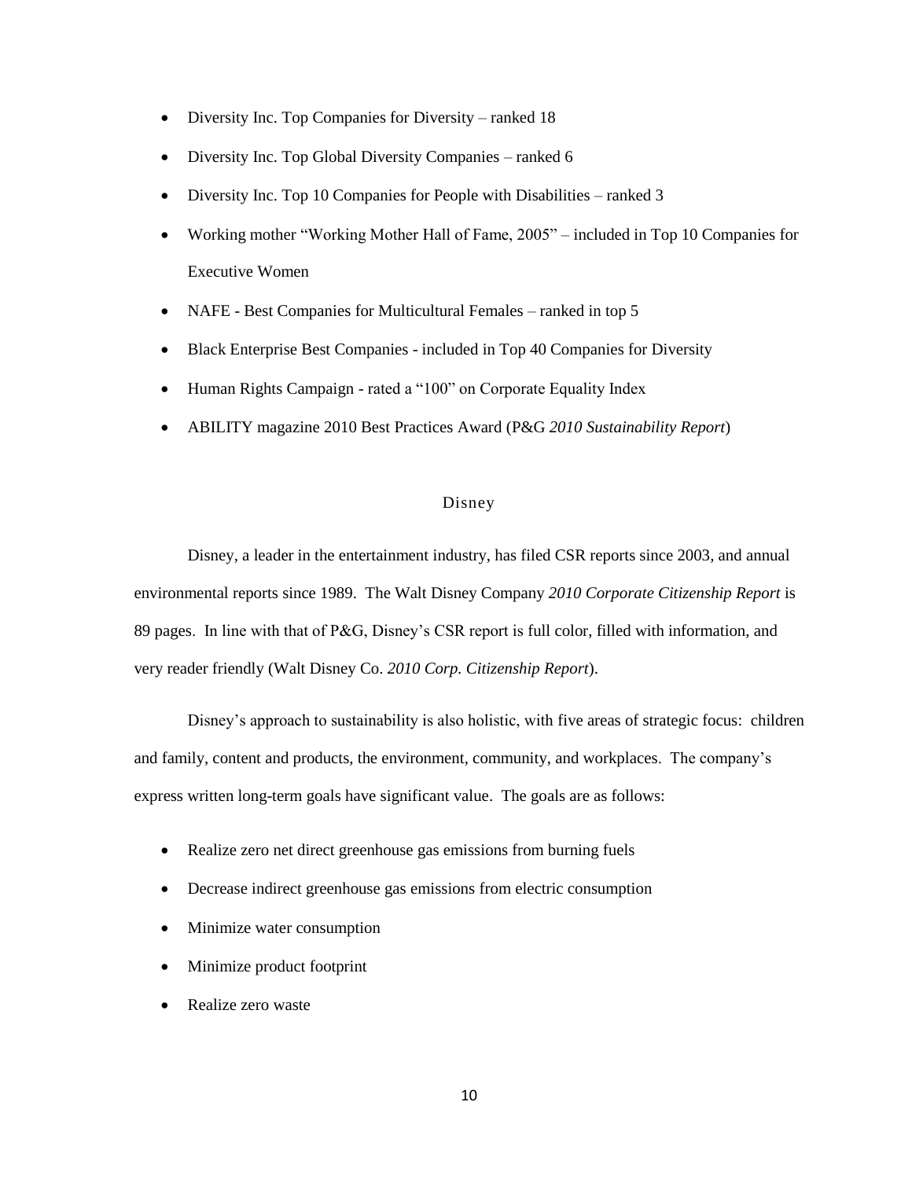- Diversity Inc. Top Companies for Diversity – ranked 18
- Diversity Inc. Top Global Diversity Companies – ranked 6
- Diversity Inc. Top 10 Companies for People with Disabilities – ranked 3
- Working mother "Working Mother Hall of Fame, 2005" – included in Top 10 Companies for Executive Women
- NAFE - Best Companies for Multicultural Females – ranked in top 5
- Black Enterprise Best Companies - included in Top 40 Companies for Diversity
- Human Rights Campaign - rated a "100" on Corporate Equality Index
- ABILITY magazine 2010 Best Practices Award (P&G *2010 Sustainability Report*)

## Disney

Disney, a leader in the entertainment industry, has filed CSR reports since 2003, and annual environmental reports since 1989. The Walt Disney Company *2010 Corporate Citizenship Report* is 89 pages. In line with that of P&G, Disney's CSR report is full color, filled with information, and very reader friendly (Walt Disney Co. *2010 Corp. Citizenship Report*).

Disney's approach to sustainability is also holistic, with five areas of strategic focus: children and family, content and products, the environment, community, and workplaces. The company's express written long-term goals have significant value. The goals are as follows:

- Realize zero net direct greenhouse gas emissions from burning fuels
- Decrease indirect greenhouse gas emissions from electric consumption
- Minimize water consumption
- Minimize product footprint
- Realize zero waste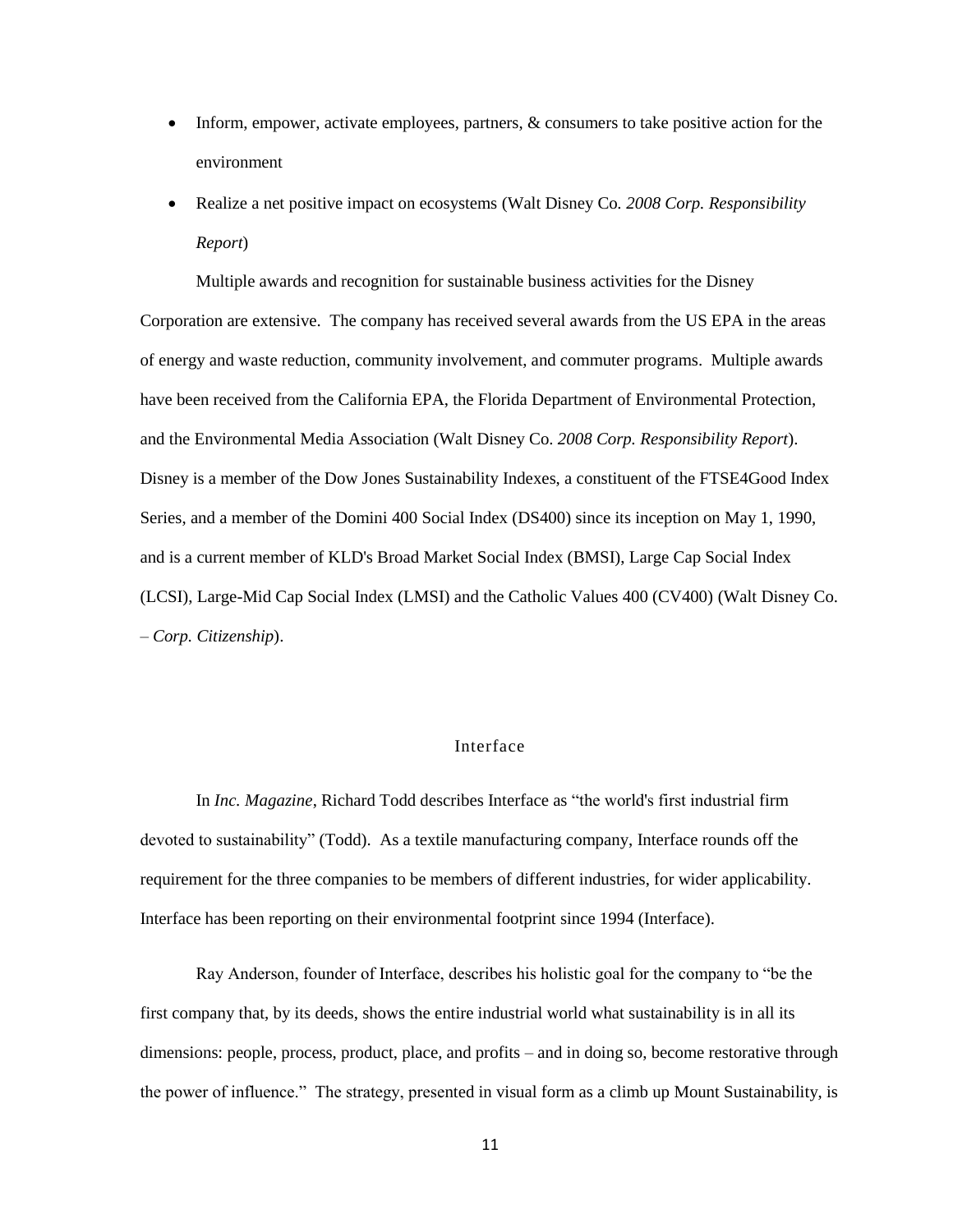- Inform, empower, activate employees, partners, & consumers to take positive action for the environment
- Realize a net positive impact on ecosystems (Walt Disney Co. *2008 Corp. Responsibility Report*)

Multiple awards and recognition for sustainable business activities for the Disney Corporation are extensive. The company has received several awards from the US EPA in the areas of energy and waste reduction, community involvement, and commuter programs. Multiple awards have been received from the California EPA, the Florida Department of Environmental Protection, and the Environmental Media Association (Walt Disney Co. *2008 Corp. Responsibility Report*). Disney is a member of the Dow Jones Sustainability Indexes, a constituent of the FTSE4Good Index Series, and a member of the Domini 400 Social Index (DS400) since its inception on May 1, 1990, and is a current member of KLD's Broad Market Social Index (BMSI), Large Cap Social Index (LCSI), Large-Mid Cap Social Index (LMSI) and the Catholic Values 400 (CV400) (Walt Disney Co. – *Corp. Citizenship*).

## Interface

In *Inc. Magazine*, Richard Todd describes Interface as "the world's first industrial firm devoted to sustainability" (Todd). As a textile manufacturing company, Interface rounds off the requirement for the three companies to be members of different industries, for wider applicability. Interface has been reporting on their environmental footprint since 1994 (Interface).

Ray Anderson, founder of Interface, describes his holistic goal for the company to "be the first company that, by its deeds, shows the entire industrial world what sustainability is in all its dimensions: people, process, product, place, and profits – and in doing so, become restorative through the power of influence." The strategy, presented in visual form as a climb up Mount Sustainability, is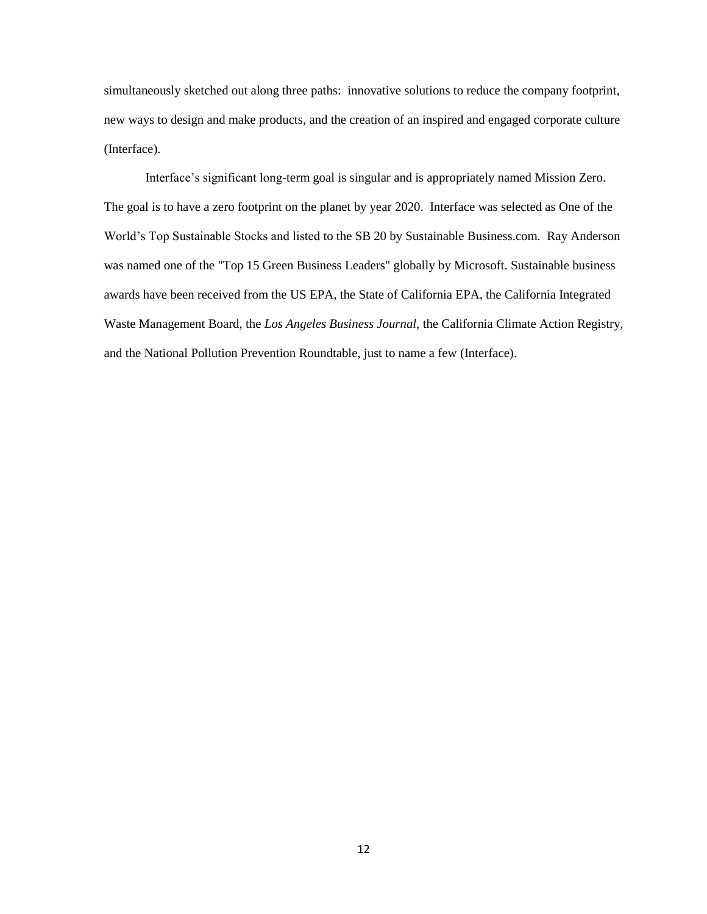simultaneously sketched out along three paths: innovative solutions to reduce the company footprint, new ways to design and make products, and the creation of an inspired and engaged corporate culture (Interface).

Interface's significant long-term goal is singular and is appropriately named Mission Zero. The goal is to have a zero footprint on the planet by year 2020. Interface was selected as One of the World's Top Sustainable Stocks and listed to the SB 20 by Sustainable Business.com. Ray Anderson was named one of the "Top 15 Green Business Leaders" globally by Microsoft. Sustainable business awards have been received from the US EPA, the State of California EPA, the California Integrated Waste Management Board, the *Los Angeles Business Journal*, the California Climate Action Registry, and the National Pollution Prevention Roundtable, just to name a few (Interface).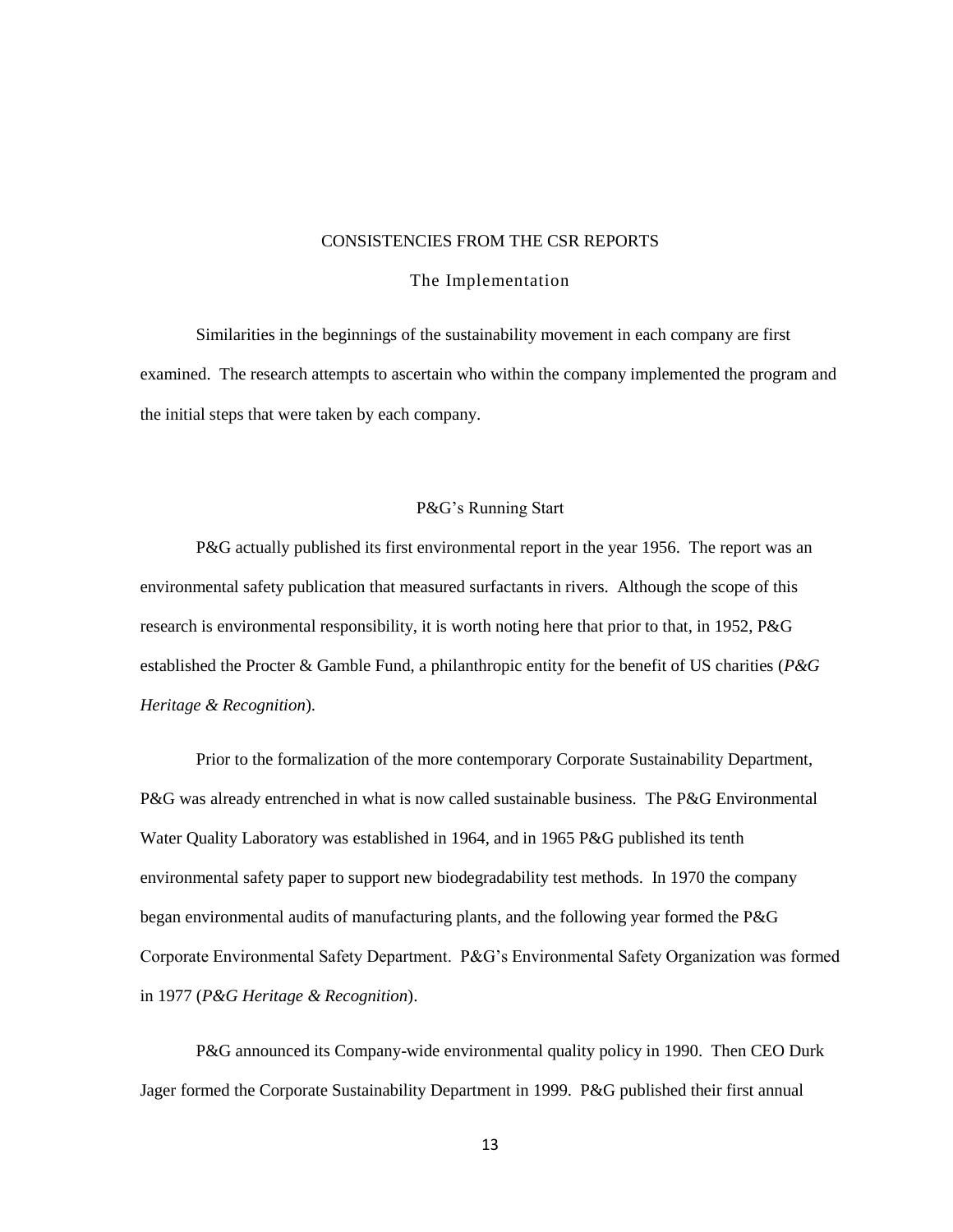## CONSISTENCIES FROM THE CSR REPORTS

### The Implementation

Similarities in the beginnings of the sustainability movement in each company are first examined. The research attempts to ascertain who within the company implemented the program and the initial steps that were taken by each company.

### P&G's Running Start

P&G actually published its first environmental report in the year 1956. The report was an environmental safety publication that measured surfactants in rivers. Although the scope of this research is environmental responsibility, it is worth noting here that prior to that, in 1952, P&G established the Procter & Gamble Fund, a philanthropic entity for the benefit of US charities (*P&G Heritage & Recognition*).

Prior to the formalization of the more contemporary Corporate Sustainability Department, P&G was already entrenched in what is now called sustainable business. The P&G Environmental Water Quality Laboratory was established in 1964, and in 1965 P&G published its tenth environmental safety paper to support new biodegradability test methods. In 1970 the company began environmental audits of manufacturing plants, and the following year formed the P&G Corporate Environmental Safety Department. P&G's Environmental Safety Organization was formed in 1977 (*P&G Heritage & Recognition*).

P&G announced its Company-wide environmental quality policy in 1990. Then CEO Durk Jager formed the Corporate Sustainability Department in 1999. P&G published their first annual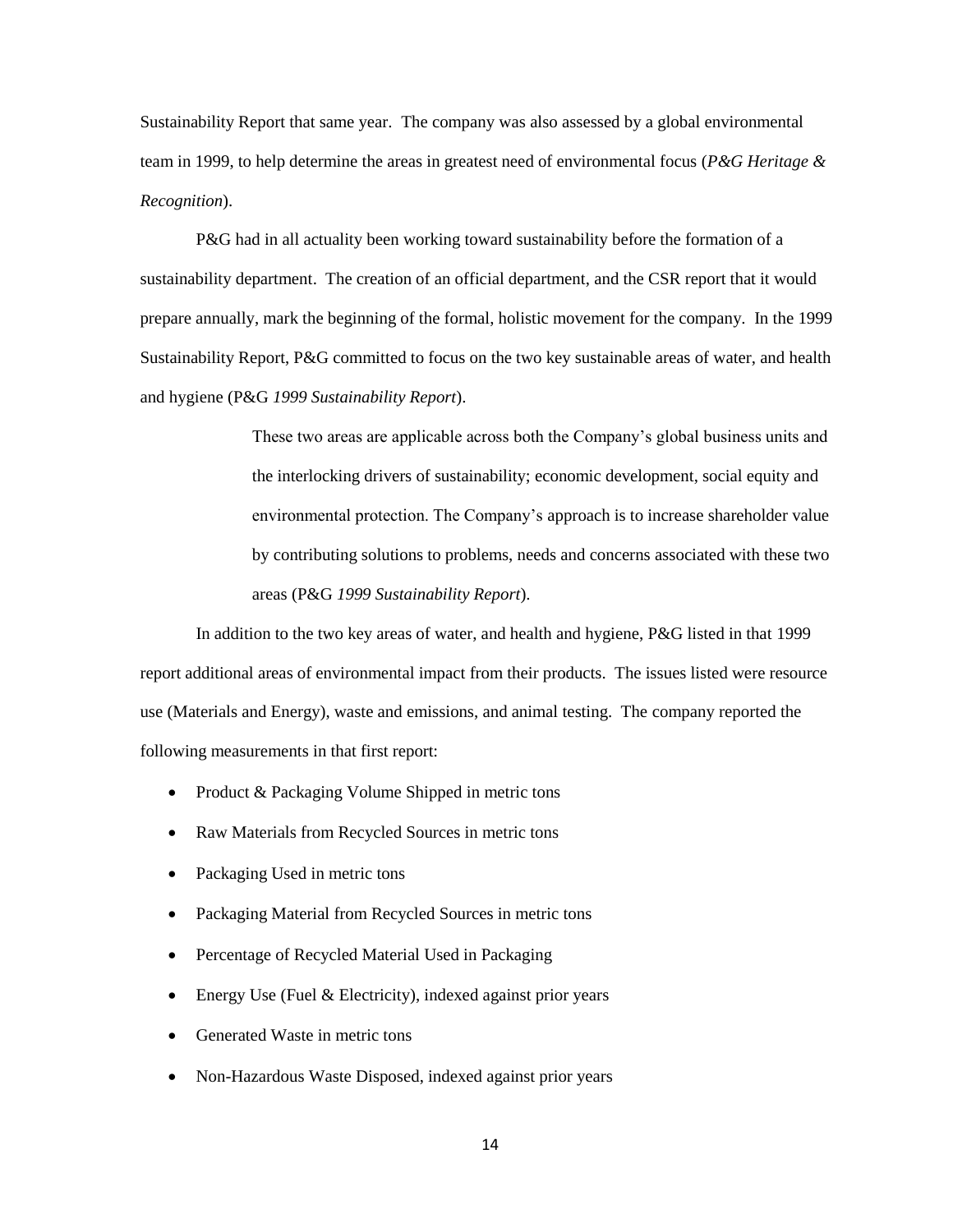Sustainability Report that same year. The company was also assessed by a global environmental team in 1999, to help determine the areas in greatest need of environmental focus (*P&G Heritage & Recognition*).

P&G had in all actuality been working toward sustainability before the formation of a sustainability department. The creation of an official department, and the CSR report that it would prepare annually, mark the beginning of the formal, holistic movement for the company. In the 1999 Sustainability Report, P&G committed to focus on the two key sustainable areas of water, and health and hygiene (P&G *1999 Sustainability Report*).

> These two areas are applicable across both the Company's global business units and the interlocking drivers of sustainability; economic development, social equity and environmental protection. The Company's approach is to increase shareholder value by contributing solutions to problems, needs and concerns associated with these two areas (P&G *1999 Sustainability Report*).

In addition to the two key areas of water, and health and hygiene, P&G listed in that 1999 report additional areas of environmental impact from their products. The issues listed were resource use (Materials and Energy), waste and emissions, and animal testing. The company reported the following measurements in that first report:

- Product & Packaging Volume Shipped in metric tons
- Raw Materials from Recycled Sources in metric tons
- Packaging Used in metric tons
- Packaging Material from Recycled Sources in metric tons
- Percentage of Recycled Material Used in Packaging
- Energy Use (Fuel & Electricity), indexed against prior years
- Generated Waste in metric tons
- Non-Hazardous Waste Disposed, indexed against prior years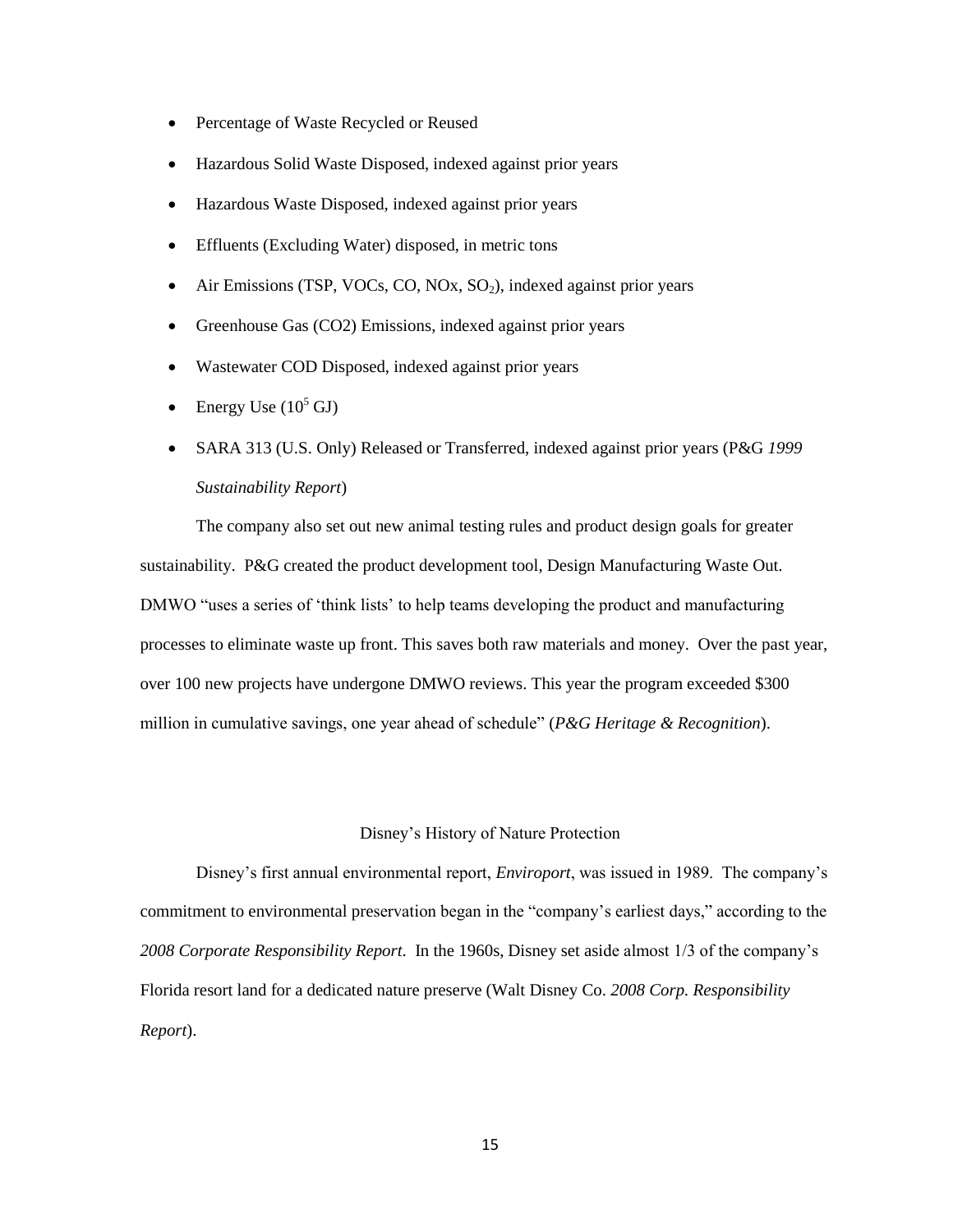- Percentage of Waste Recycled or Reused
- Hazardous Solid Waste Disposed, indexed against prior years
- Hazardous Waste Disposed, indexed against prior years
- Effluents (Excluding Water) disposed, in metric tons
- Air Emissions (TSP, VOCs, CO, NOx, $SO_2$), indexed against prior years
- Greenhouse Gas (CO2) Emissions, indexed against prior years
- Wastewater COD Disposed, indexed against prior years
- Energy Use ($10^5$ GJ)
- SARA 313 (U.S. Only) Released or Transferred, indexed against prior years (P&G *1999 Sustainability Report*)

The company also set out new animal testing rules and product design goals for greater sustainability. P&G created the product development tool, Design Manufacturing Waste Out. DMWO "uses a series of 'think lists' to help teams developing the product and manufacturing processes to eliminate waste up front. This saves both raw materials and money. Over the past year, over 100 new projects have undergone DMWO reviews. This year the program exceeded $300 million in cumulative savings, one year ahead of schedule" (*P&G Heritage & Recognition*).

## Disney's History of Nature Protection

Disney's first annual environmental report, *Enviroport*, was issued in 1989. The company's commitment to environmental preservation began in the "company's earliest days," according to the *2008 Corporate Responsibility Report*. In the 1960s, Disney set aside almost 1/3 of the company's Florida resort land for a dedicated nature preserve (Walt Disney Co. *2008 Corp. Responsibility Report*).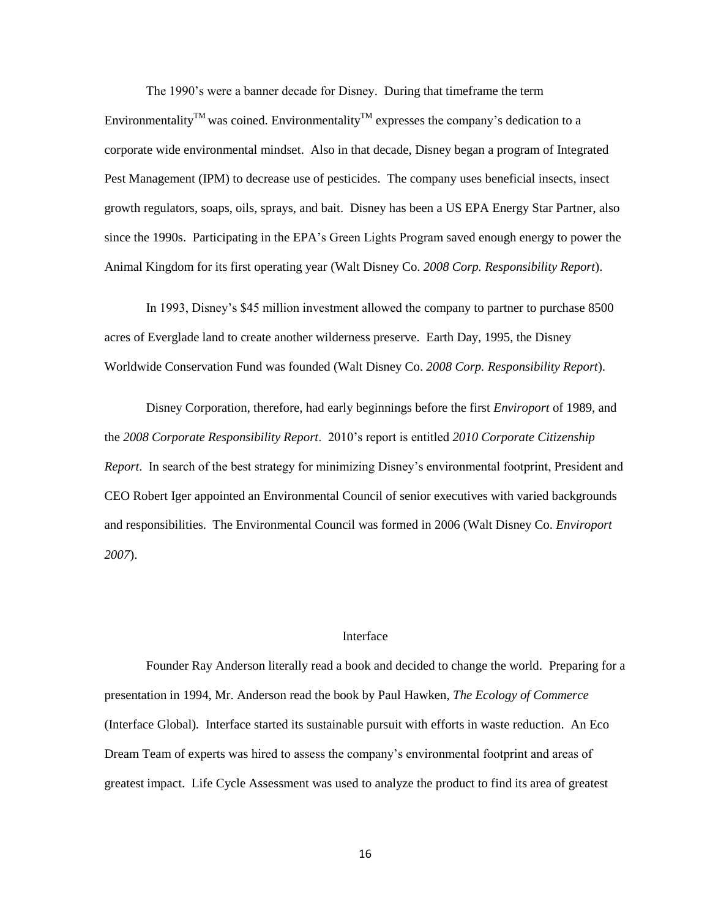The 1990's were a banner decade for Disney. During that timeframe the term Environmentality$^{TM}$ was coined. Environmentality$^{TM}$ expresses the company's dedication to a corporate wide environmental mindset. Also in that decade, Disney began a program of Integrated Pest Management (IPM) to decrease use of pesticides. The company uses beneficial insects, insect growth regulators, soaps, oils, sprays, and bait. Disney has been a US EPA Energy Star Partner, also since the 1990s. Participating in the EPA's Green Lights Program saved enough energy to power the Animal Kingdom for its first operating year (Walt Disney Co. *2008 Corp. Responsibility Report*).

In 1993, Disney's $45 million investment allowed the company to partner to purchase 8500 acres of Everglade land to create another wilderness preserve. Earth Day, 1995, the Disney Worldwide Conservation Fund was founded (Walt Disney Co. *2008 Corp. Responsibility Report*).

Disney Corporation, therefore, had early beginnings before the first *Enviroport* of 1989, and the *2008 Corporate Responsibility Report*. 2010's report is entitled *2010 Corporate Citizenship Report*. In search of the best strategy for minimizing Disney's environmental footprint, President and CEO Robert Iger appointed an Environmental Council of senior executives with varied backgrounds and responsibilities. The Environmental Council was formed in 2006 (Walt Disney Co. *Enviroport 2007*).

## Interface

Founder Ray Anderson literally read a book and decided to change the world. Preparing for a presentation in 1994, Mr. Anderson read the book by Paul Hawken, *The Ecology of Commerce* (Interface Global). Interface started its sustainable pursuit with efforts in waste reduction. An Eco Dream Team of experts was hired to assess the company's environmental footprint and areas of greatest impact. Life Cycle Assessment was used to analyze the product to find its area of greatest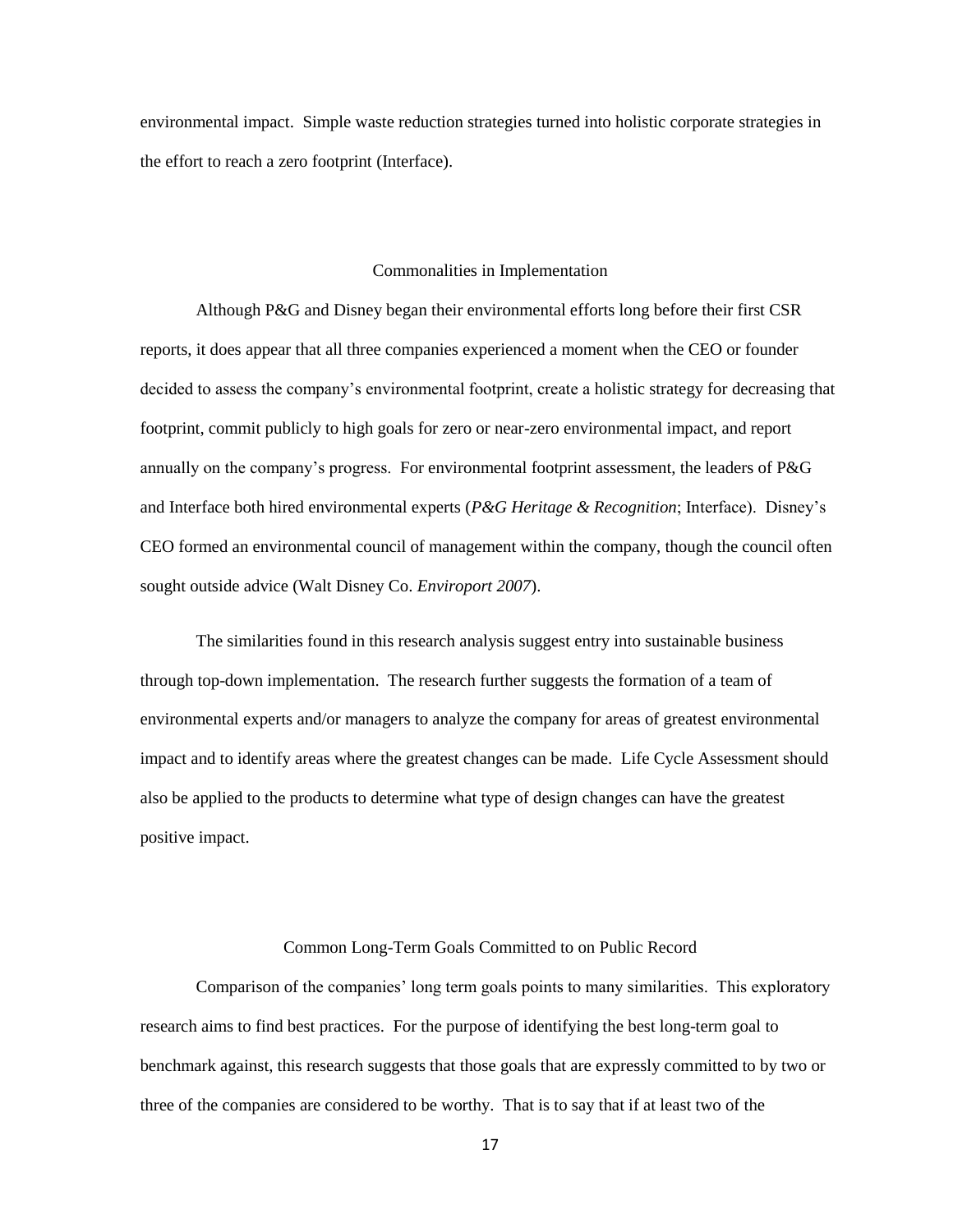environmental impact. Simple waste reduction strategies turned into holistic corporate strategies in the effort to reach a zero footprint (Interface).

## Commonalities in Implementation

Although P&G and Disney began their environmental efforts long before their first CSR reports, it does appear that all three companies experienced a moment when the CEO or founder decided to assess the company's environmental footprint, create a holistic strategy for decreasing that footprint, commit publicly to high goals for zero or near-zero environmental impact, and report annually on the company's progress. For environmental footprint assessment, the leaders of P&G and Interface both hired environmental experts (*P&G Heritage & Recognition*; Interface). Disney's CEO formed an environmental council of management within the company, though the council often sought outside advice (Walt Disney Co. *Enviroport 2007*).

The similarities found in this research analysis suggest entry into sustainable business through top-down implementation. The research further suggests the formation of a team of environmental experts and/or managers to analyze the company for areas of greatest environmental impact and to identify areas where the greatest changes can be made. Life Cycle Assessment should also be applied to the products to determine what type of design changes can have the greatest positive impact.

## Common Long-Term Goals Committed to on Public Record

Comparison of the companies' long term goals points to many similarities. This exploratory research aims to find best practices. For the purpose of identifying the best long-term goal to benchmark against, this research suggests that those goals that are expressly committed to by two or three of the companies are considered to be worthy. That is to say that if at least two of the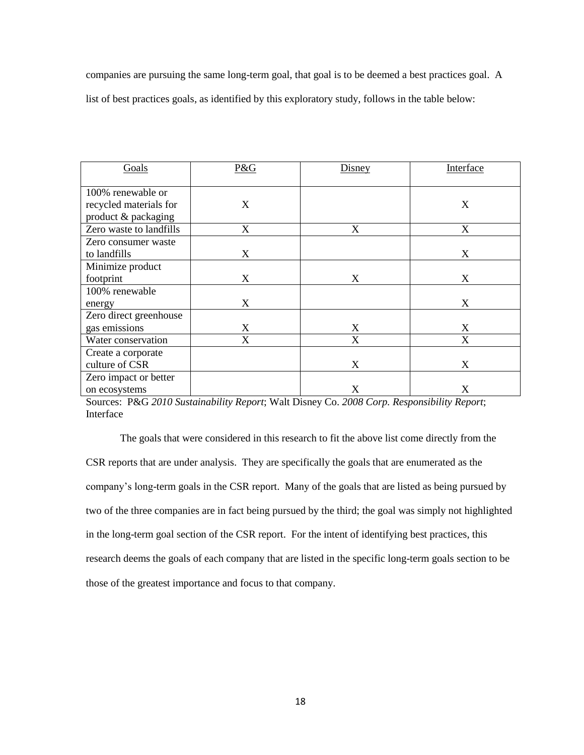companies are pursuing the same long-term goal, that goal is to be deemed a best practices goal. A list of best practices goals, as identified by this exploratory study, follows in the table below:

| Goals | P&G | Disney | Interface |
|---|---|---|---|
| 100% renewable or recycled materials for product & packaging | X | | X |
| Zero waste to landfills | X | X | X |
| Zero consumer waste to landfills | X | | X |
| Minimize product footprint | X | X | X |
| 100% renewable energy | X | | X |
| Zero direct greenhouse gas emissions | X | X | X |
| Water conservation | X | X | X |
| Create a corporate culture of CSR | | X | X |
| Zero impact or better on ecosystems | | X | X |

Sources: P&G *2010 Sustainability Report*; Walt Disney Co. *2008 Corp. Responsibility Report*; Interface

The goals that were considered in this research to fit the above list come directly from the CSR reports that are under analysis. They are specifically the goals that are enumerated as the company's long-term goals in the CSR report. Many of the goals that are listed as being pursued by two of the three companies are in fact being pursued by the third; the goal was simply not highlighted in the long-term goal section of the CSR report. For the intent of identifying best practices, this research deems the goals of each company that are listed in the specific long-term goals section to be those of the greatest importance and focus to that company.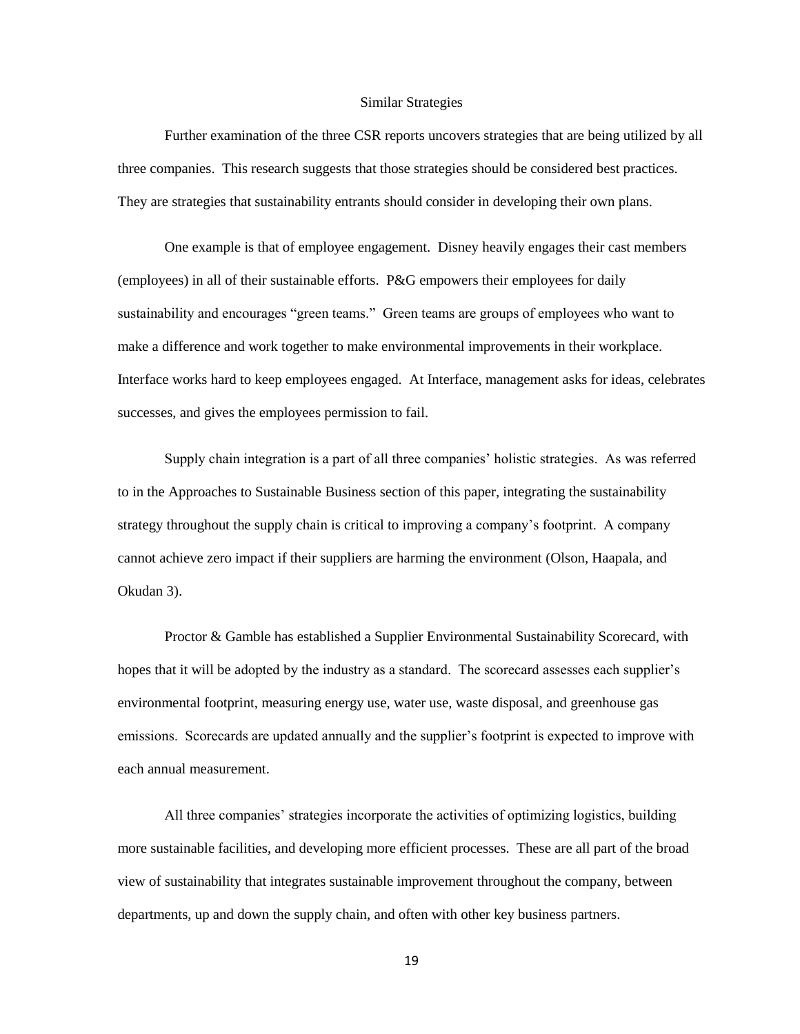## Similar Strategies

Further examination of the three CSR reports uncovers strategies that are being utilized by all three companies. This research suggests that those strategies should be considered best practices. They are strategies that sustainability entrants should consider in developing their own plans.

One example is that of employee engagement. Disney heavily engages their cast members (employees) in all of their sustainable efforts. P&G empowers their employees for daily sustainability and encourages "green teams." Green teams are groups of employees who want to make a difference and work together to make environmental improvements in their workplace. Interface works hard to keep employees engaged. At Interface, management asks for ideas, celebrates successes, and gives the employees permission to fail.

Supply chain integration is a part of all three companies' holistic strategies. As was referred to in the Approaches to Sustainable Business section of this paper, integrating the sustainability strategy throughout the supply chain is critical to improving a company's footprint. A company cannot achieve zero impact if their suppliers are harming the environment (Olson, Haapala, and Okudan 3).

Proctor & Gamble has established a Supplier Environmental Sustainability Scorecard, with hopes that it will be adopted by the industry as a standard. The scorecard assesses each supplier's environmental footprint, measuring energy use, water use, waste disposal, and greenhouse gas emissions. Scorecards are updated annually and the supplier's footprint is expected to improve with each annual measurement.

All three companies' strategies incorporate the activities of optimizing logistics, building more sustainable facilities, and developing more efficient processes. These are all part of the broad view of sustainability that integrates sustainable improvement throughout the company, between departments, up and down the supply chain, and often with other key business partners.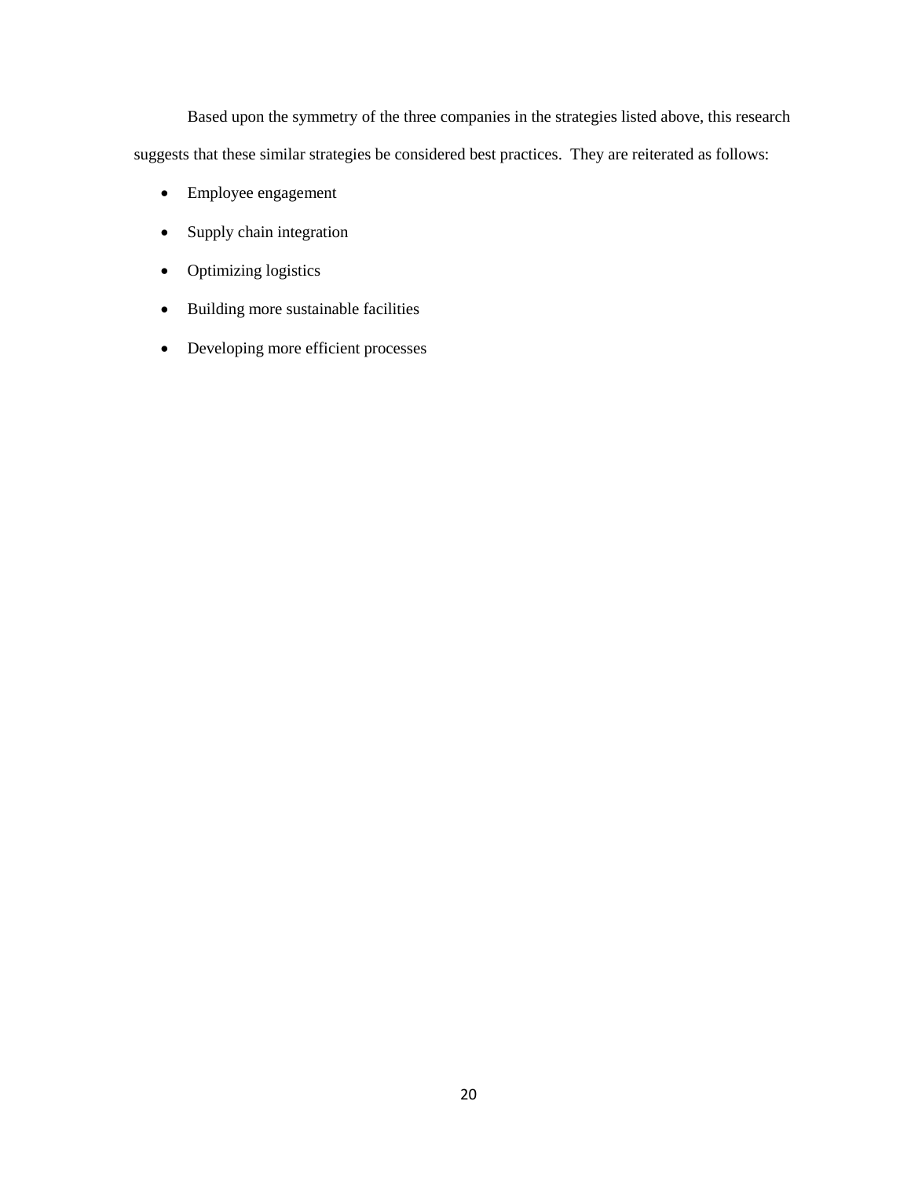Based upon the symmetry of the three companies in the strategies listed above, this research suggests that these similar strategies be considered best practices. They are reiterated as follows:

- Employee engagement
- Supply chain integration
- Optimizing logistics
- Building more sustainable facilities
- Developing more efficient processes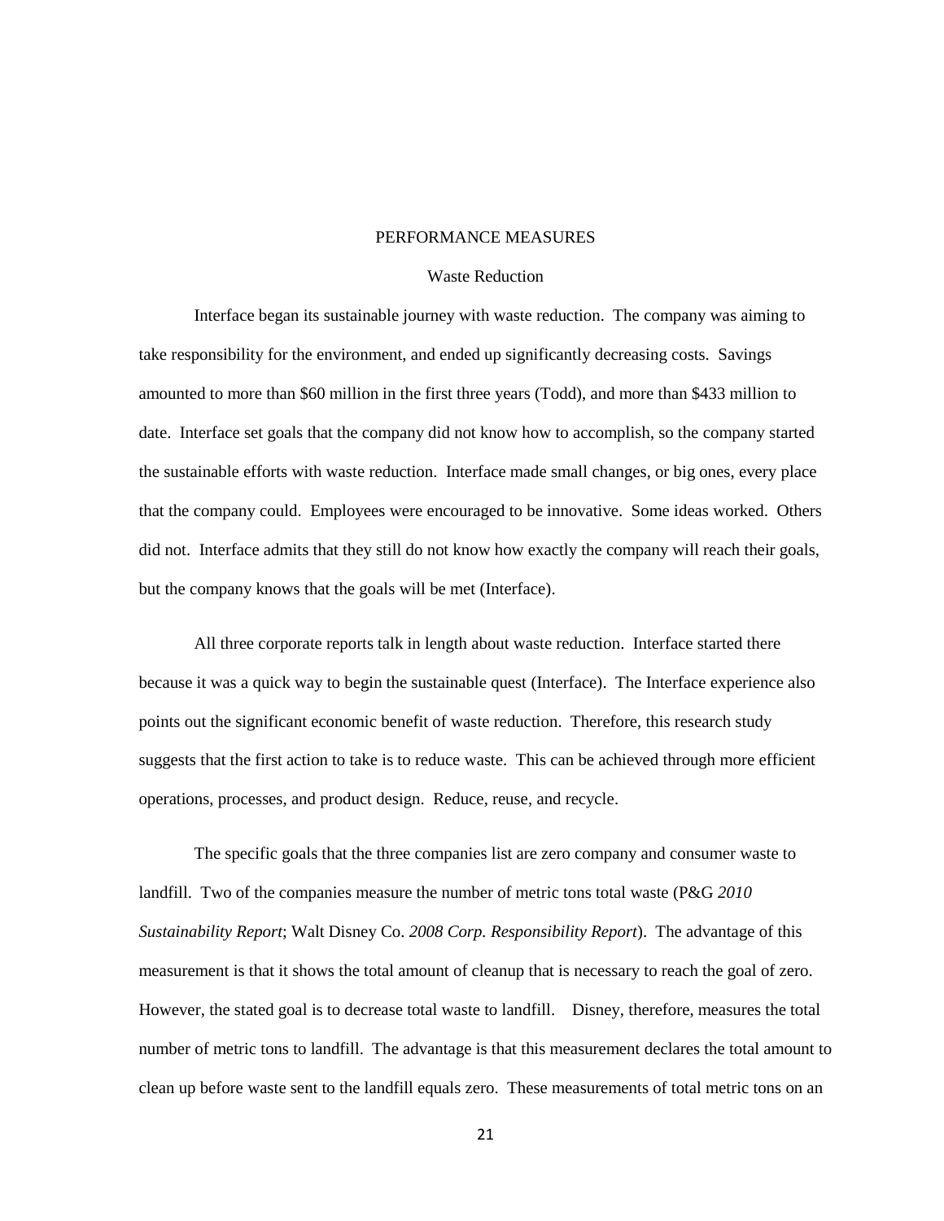# PERFORMANCE MEASURES

## Waste Reduction

Interface began its sustainable journey with waste reduction. The company was aiming to take responsibility for the environment, and ended up significantly decreasing costs. Savings amounted to more than $60 million in the first three years (Todd), and more than $433 million to date. Interface set goals that the company did not know how to accomplish, so the company started the sustainable efforts with waste reduction. Interface made small changes, or big ones, every place that the company could. Employees were encouraged to be innovative. Some ideas worked. Others did not. Interface admits that they still do not know how exactly the company will reach their goals, but the company knows that the goals will be met (Interface).

All three corporate reports talk in length about waste reduction. Interface started there because it was a quick way to begin the sustainable quest (Interface). The Interface experience also points out the significant economic benefit of waste reduction. Therefore, this research study suggests that the first action to take is to reduce waste. This can be achieved through more efficient operations, processes, and product design. Reduce, reuse, and recycle.

The specific goals that the three companies list are zero company and consumer waste to landfill. Two of the companies measure the number of metric tons total waste (P&G *2010 Sustainability Report*; Walt Disney Co. *2008 Corp. Responsibility Report*). The advantage of this measurement is that it shows the total amount of cleanup that is necessary to reach the goal of zero. However, the stated goal is to decrease total waste to landfill. Disney, therefore, measures the total number of metric tons to landfill. The advantage is that this measurement declares the total amount to clean up before waste sent to the landfill equals zero. These measurements of total metric tons on an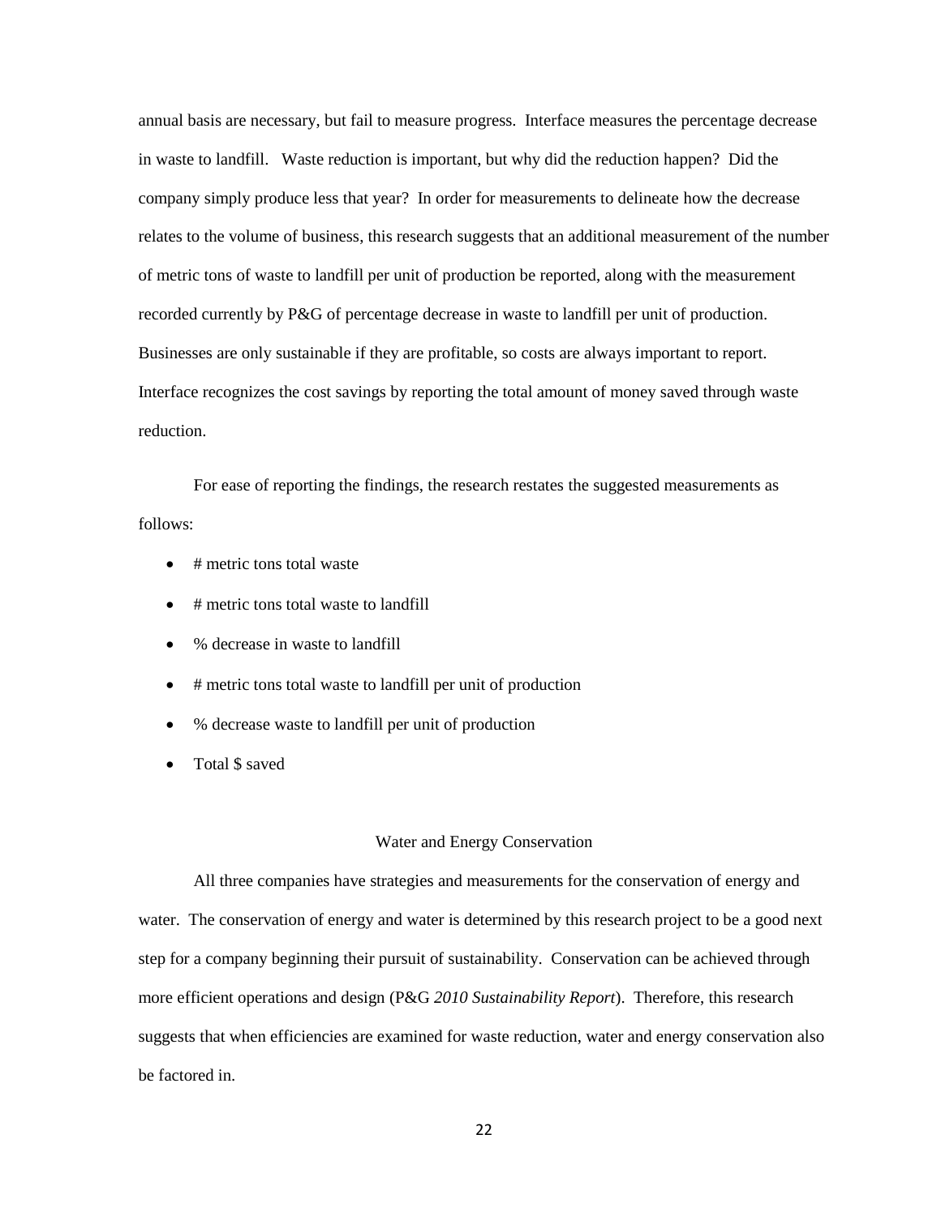annual basis are necessary, but fail to measure progress. Interface measures the percentage decrease in waste to landfill. Waste reduction is important, but why did the reduction happen? Did the company simply produce less that year? In order for measurements to delineate how the decrease relates to the volume of business, this research suggests that an additional measurement of the number of metric tons of waste to landfill per unit of production be reported, along with the measurement recorded currently by P&G of percentage decrease in waste to landfill per unit of production. Businesses are only sustainable if they are profitable, so costs are always important to report. Interface recognizes the cost savings by reporting the total amount of money saved through waste reduction.

For ease of reporting the findings, the research restates the suggested measurements as follows:

- # metric tons total waste
- # metric tons total waste to landfill
- % decrease in waste to landfill
- # metric tons total waste to landfill per unit of production
- % decrease waste to landfill per unit of production
- Total $ saved

## Water and Energy Conservation

All three companies have strategies and measurements for the conservation of energy and water. The conservation of energy and water is determined by this research project to be a good next step for a company beginning their pursuit of sustainability. Conservation can be achieved through more efficient operations and design (P&G *2010 Sustainability Report*). Therefore, this research suggests that when efficiencies are examined for waste reduction, water and energy conservation also be factored in.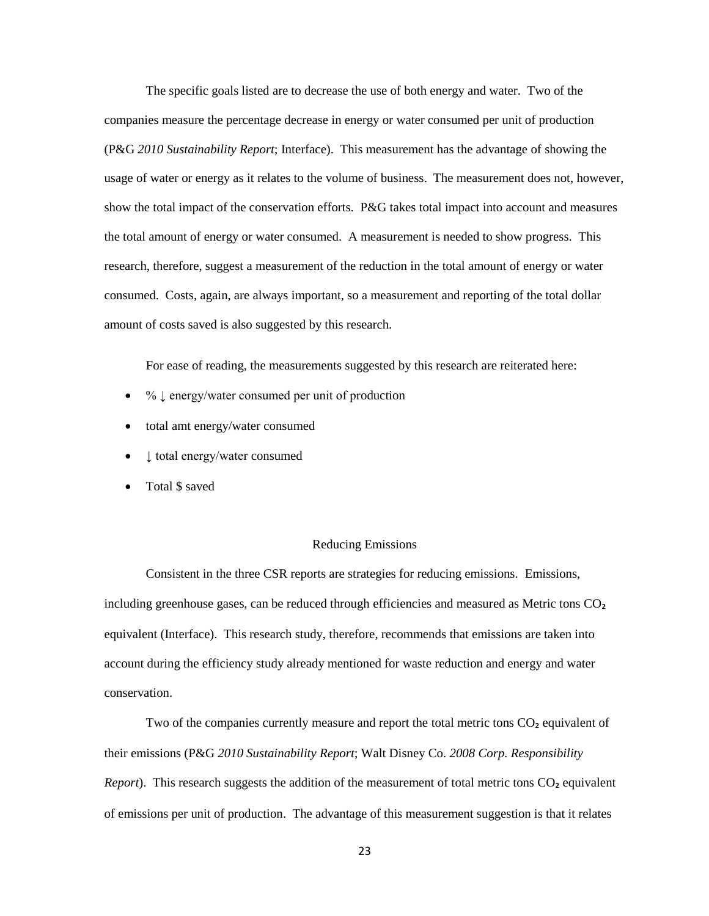The specific goals listed are to decrease the use of both energy and water. Two of the companies measure the percentage decrease in energy or water consumed per unit of production (P&G *2010 Sustainability Report*; Interface). This measurement has the advantage of showing the usage of water or energy as it relates to the volume of business. The measurement does not, however, show the total impact of the conservation efforts. P&G takes total impact into account and measures the total amount of energy or water consumed. A measurement is needed to show progress. This research, therefore, suggest a measurement of the reduction in the total amount of energy or water consumed. Costs, again, are always important, so a measurement and reporting of the total dollar amount of costs saved is also suggested by this research.

For ease of reading, the measurements suggested by this research are reiterated here:

- % ↓ energy/water consumed per unit of production
- total amt energy/water consumed
- ↓ total energy/water consumed
- Total $ saved

## Reducing Emissions

Consistent in the three CSR reports are strategies for reducing emissions. Emissions, including greenhouse gases, can be reduced through efficiencies and measured as Metric tons $CO_2$ equivalent (Interface). This research study, therefore, recommends that emissions are taken into account during the efficiency study already mentioned for waste reduction and energy and water conservation.

Two of the companies currently measure and report the total metric tons $CO_2$ equivalent of their emissions (P&G *2010 Sustainability Report*; Walt Disney Co. *2008 Corp. Responsibility Report*). This research suggests the addition of the measurement of total metric tons $CO_2$ equivalent of emissions per unit of production. The advantage of this measurement suggestion is that it relates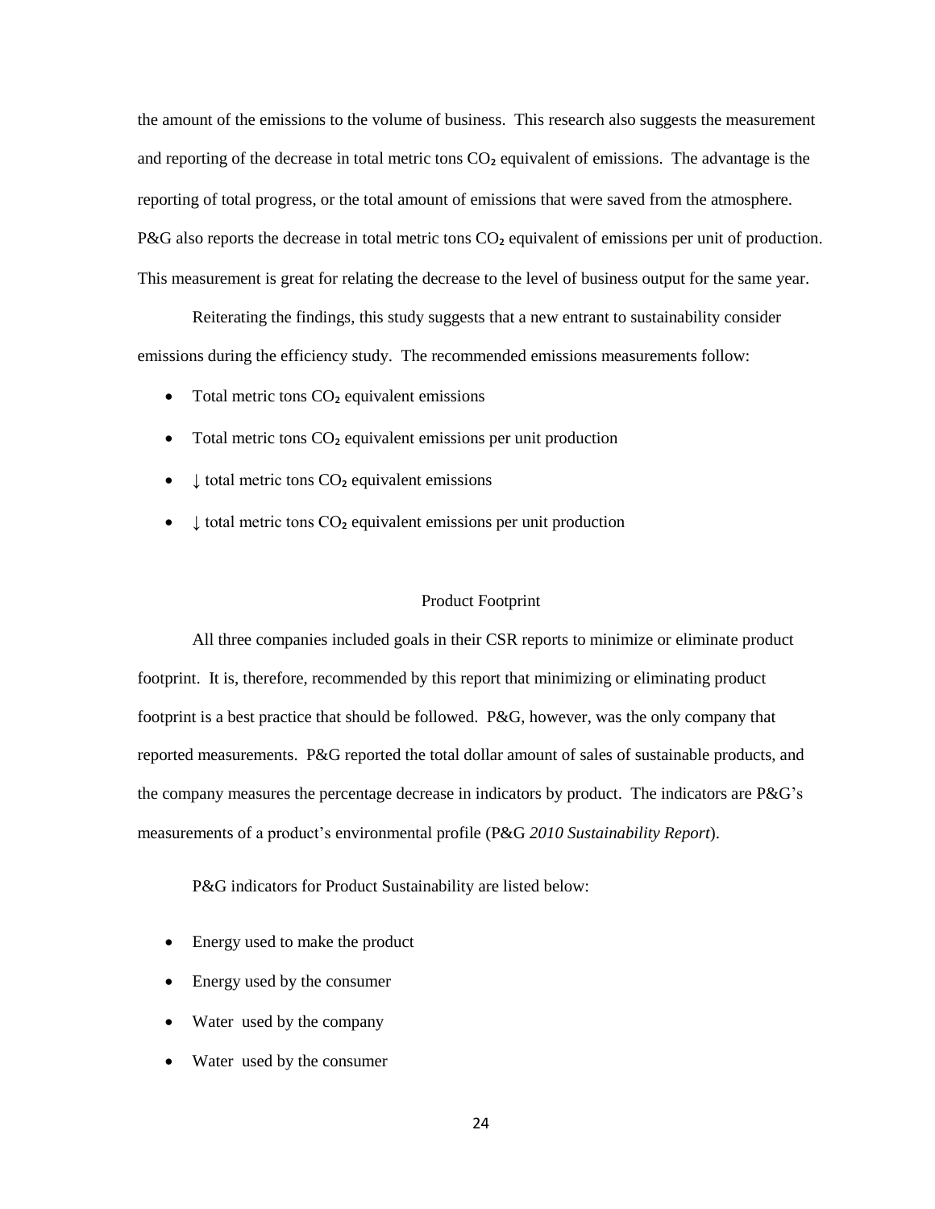the amount of the emissions to the volume of business. This research also suggests the measurement and reporting of the decrease in total metric tons $CO_2$ equivalent of emissions. The advantage is the reporting of total progress, or the total amount of emissions that were saved from the atmosphere. P&G also reports the decrease in total metric tons $CO_2$ equivalent of emissions per unit of production. This measurement is great for relating the decrease to the level of business output for the same year.

Reiterating the findings, this study suggests that a new entrant to sustainability consider emissions during the efficiency study. The recommended emissions measurements follow:

- Total metric tons $CO_2$ equivalent emissions
- Total metric tons $CO_2$ equivalent emissions per unit production
- ↓ total metric tons $CO_2$ equivalent emissions
- ↓ total metric tons $CO_2$ equivalent emissions per unit production

## Product Footprint

All three companies included goals in their CSR reports to minimize or eliminate product footprint. It is, therefore, recommended by this report that minimizing or eliminating product footprint is a best practice that should be followed. P&G, however, was the only company that reported measurements. P&G reported the total dollar amount of sales of sustainable products, and the company measures the percentage decrease in indicators by product. The indicators are P&G's measurements of a product's environmental profile (P&G *2010 Sustainability Report*).

P&G indicators for Product Sustainability are listed below:

- Energy used to make the product
- Energy used by the consumer
- Water used by the company
- Water used by the consumer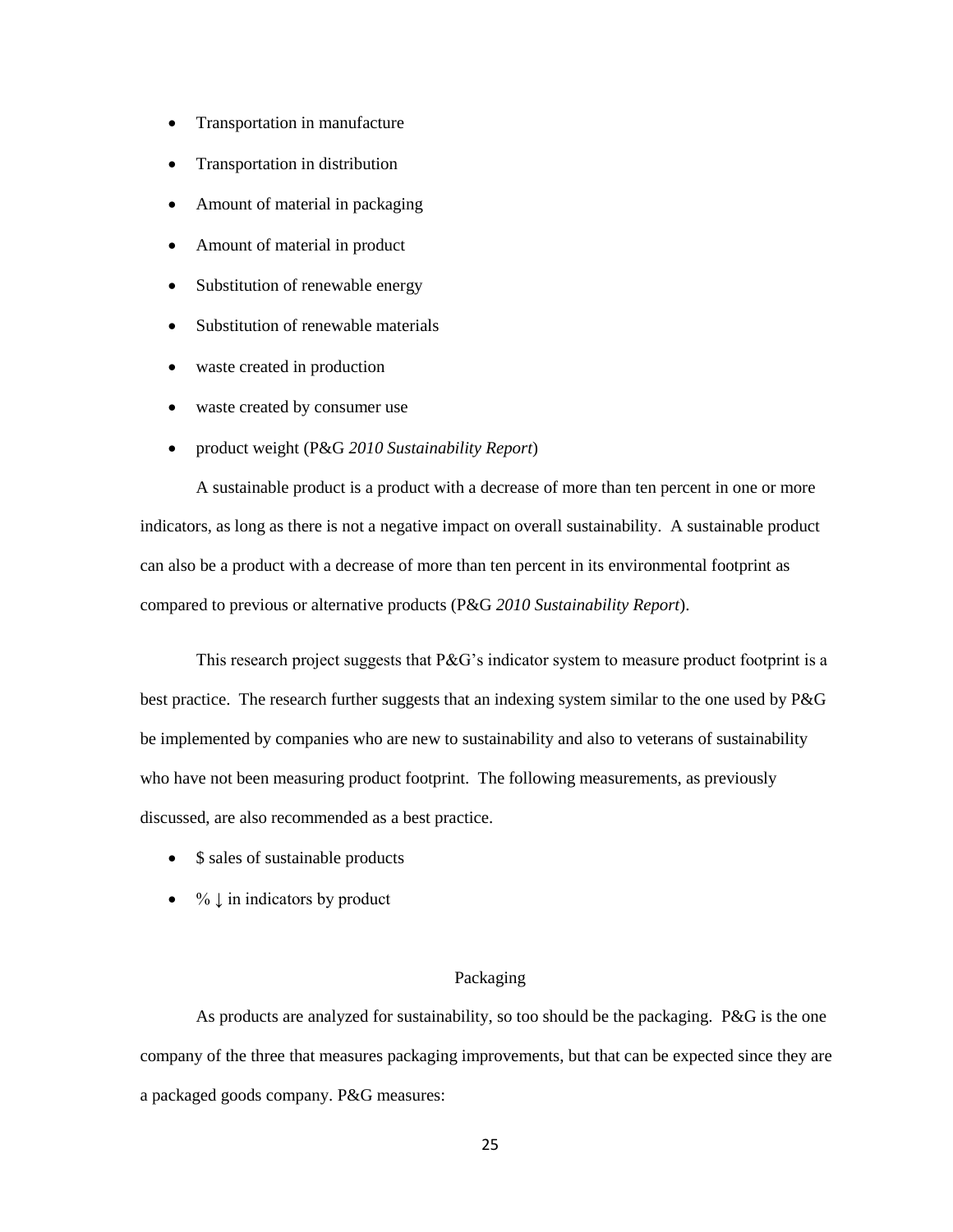- Transportation in manufacture
- Transportation in distribution
- Amount of material in packaging
- Amount of material in product
- Substitution of renewable energy
- Substitution of renewable materials
- waste created in production
- waste created by consumer use
- product weight (P&G *2010 Sustainability Report*)

A sustainable product is a product with a decrease of more than ten percent in one or more indicators, as long as there is not a negative impact on overall sustainability. A sustainable product can also be a product with a decrease of more than ten percent in its environmental footprint as compared to previous or alternative products (P&G *2010 Sustainability Report*).

This research project suggests that P&G's indicator system to measure product footprint is a best practice. The research further suggests that an indexing system similar to the one used by P&G be implemented by companies who are new to sustainability and also to veterans of sustainability who have not been measuring product footprint. The following measurements, as previously discussed, are also recommended as a best practice.

- $ sales of sustainable products
- % ↓ in indicators by product

## Packaging

As products are analyzed for sustainability, so too should be the packaging. P&G is the one company of the three that measures packaging improvements, but that can be expected since they are a packaged goods company. P&G measures: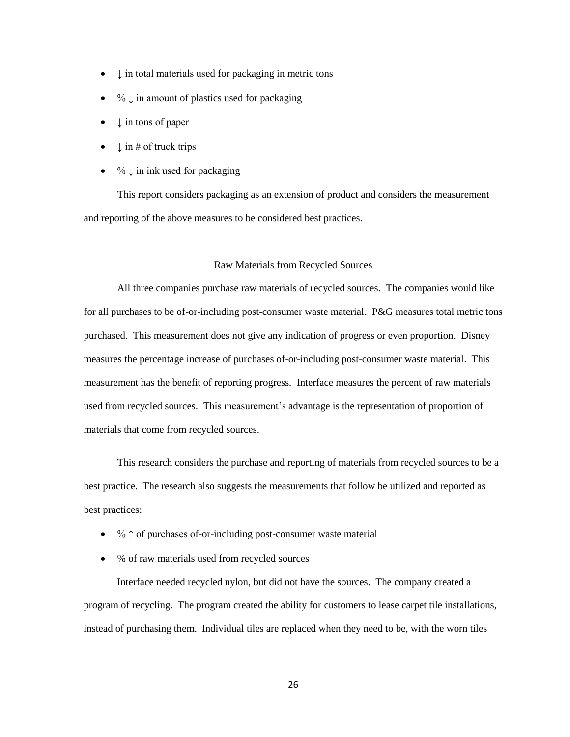- ↓ in total materials used for packaging in metric tons
- % ↓ in amount of plastics used for packaging
- ↓ in tons of paper
- ↓ in # of truck trips
- % ↓ in ink used for packaging

This report considers packaging as an extension of product and considers the measurement and reporting of the above measures to be considered best practices.

## Raw Materials from Recycled Sources

All three companies purchase raw materials of recycled sources. The companies would like for all purchases to be of-or-including post-consumer waste material. P&G measures total metric tons purchased. This measurement does not give any indication of progress or even proportion. Disney measures the percentage increase of purchases of-or-including post-consumer waste material. This measurement has the benefit of reporting progress. Interface measures the percent of raw materials used from recycled sources. This measurement's advantage is the representation of proportion of materials that come from recycled sources.

This research considers the purchase and reporting of materials from recycled sources to be a best practice. The research also suggests the measurements that follow be utilized and reported as best practices:

- % ↑ of purchases of-or-including post-consumer waste material
- % of raw materials used from recycled sources

Interface needed recycled nylon, but did not have the sources. The company created a program of recycling. The program created the ability for customers to lease carpet tile installations, instead of purchasing them. Individual tiles are replaced when they need to be, with the worn tiles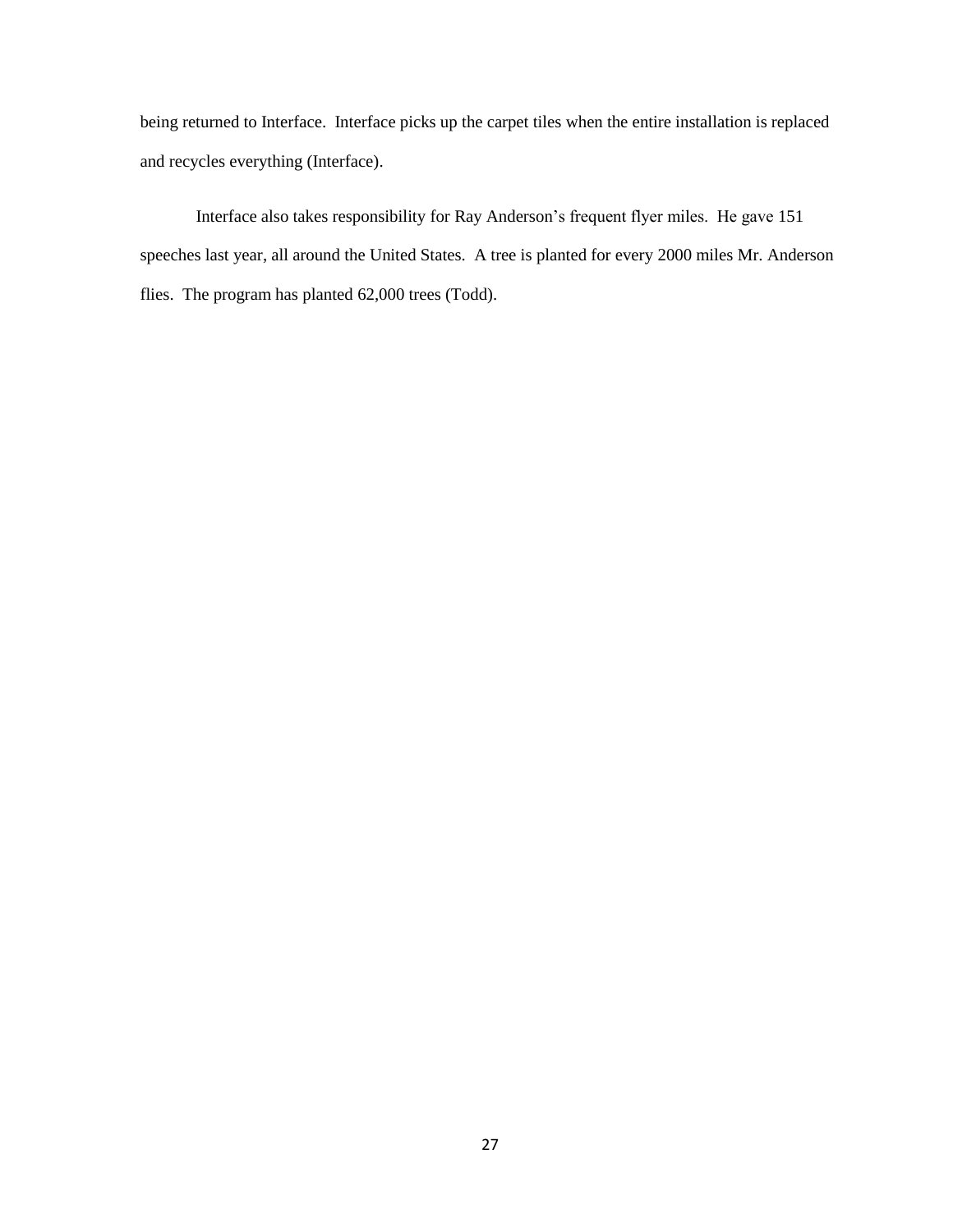being returned to Interface.  Interface picks up the carpet tiles when the entire installation is replaced and recycles everything (Interface).

Interface also takes responsibility for Ray Anderson's frequent flyer miles.  He gave 151 speeches last year, all around the United States.  A tree is planted for every 2000 miles Mr. Anderson flies.  The program has planted 62,000 trees (Todd).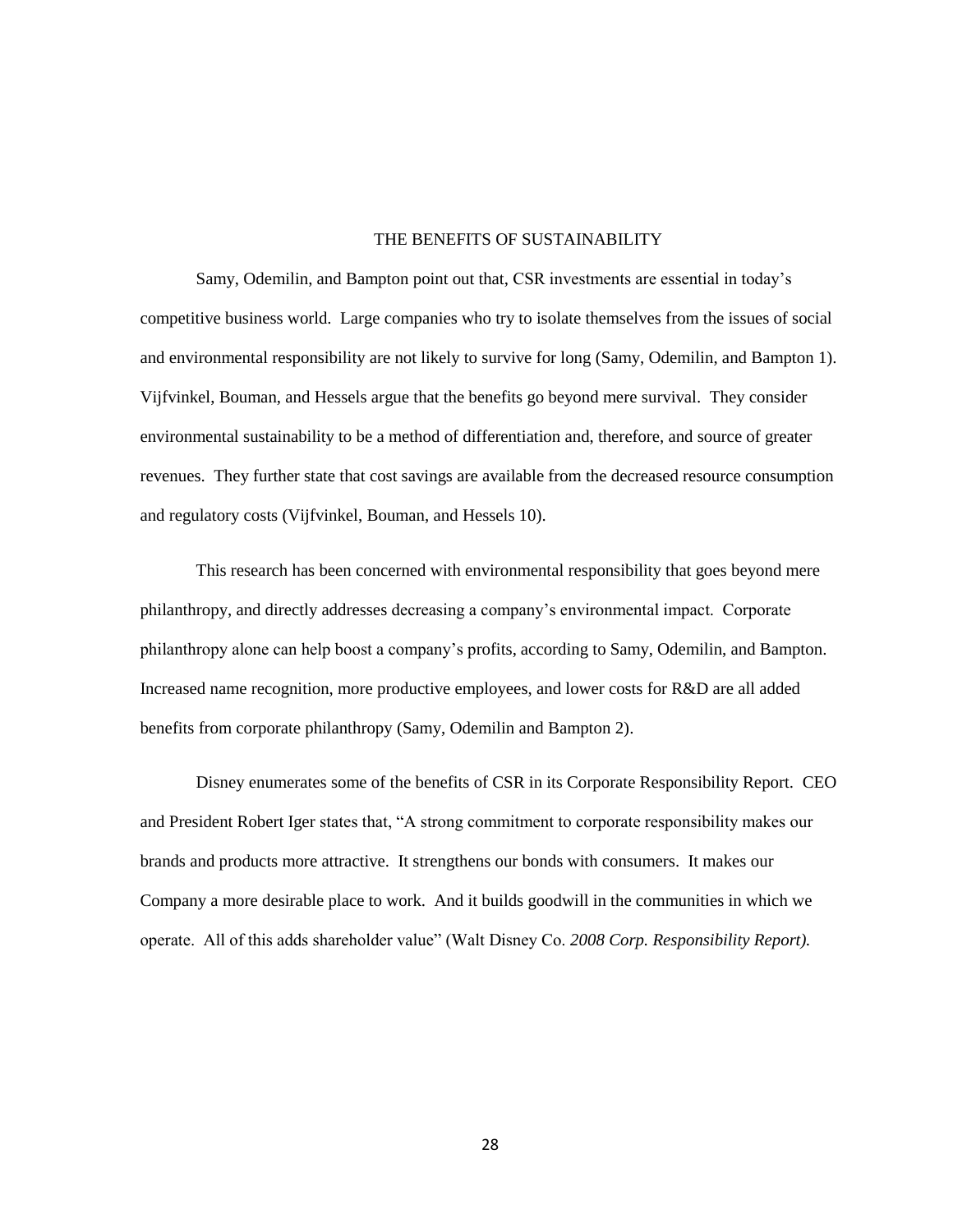## THE BENEFITS OF SUSTAINABILITY

Samy, Odemilin, and Bampton point out that, CSR investments are essential in today's competitive business world. Large companies who try to isolate themselves from the issues of social and environmental responsibility are not likely to survive for long (Samy, Odemilin, and Bampton 1). Vijfvinkel, Bouman, and Hessels argue that the benefits go beyond mere survival. They consider environmental sustainability to be a method of differentiation and, therefore, and source of greater revenues. They further state that cost savings are available from the decreased resource consumption and regulatory costs (Vijfvinkel, Bouman, and Hessels 10).

This research has been concerned with environmental responsibility that goes beyond mere philanthropy, and directly addresses decreasing a company's environmental impact. Corporate philanthropy alone can help boost a company's profits, according to Samy, Odemilin, and Bampton. Increased name recognition, more productive employees, and lower costs for R&D are all added benefits from corporate philanthropy (Samy, Odemilin and Bampton 2).

Disney enumerates some of the benefits of CSR in its Corporate Responsibility Report. CEO and President Robert Iger states that, "A strong commitment to corporate responsibility makes our brands and products more attractive. It strengthens our bonds with consumers. It makes our Company a more desirable place to work. And it builds goodwill in the communities in which we operate. All of this adds shareholder value" (Walt Disney Co. *2008 Corp. Responsibility Report).*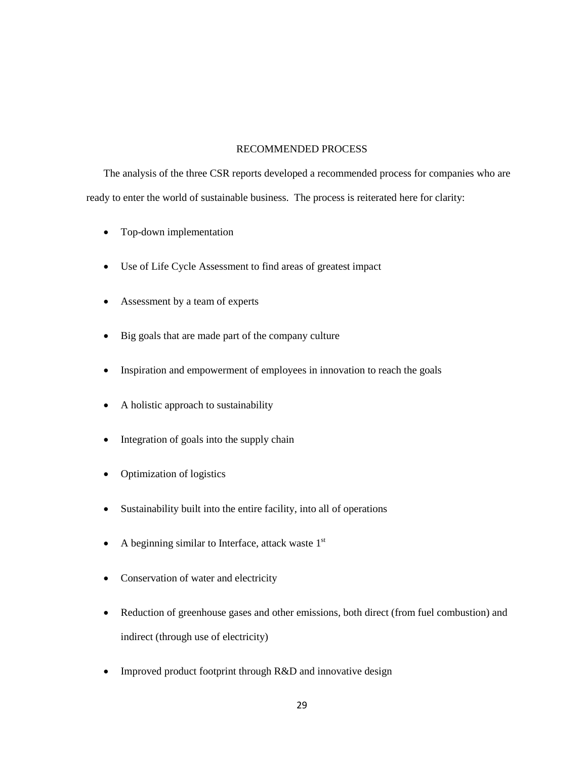# RECOMMENDED PROCESS

The analysis of the three CSR reports developed a recommended process for companies who are ready to enter the world of sustainable business. The process is reiterated here for clarity:

- Top-down implementation
- Use of Life Cycle Assessment to find areas of greatest impact
- Assessment by a team of experts
- Big goals that are made part of the company culture
- Inspiration and empowerment of employees in innovation to reach the goals
- A holistic approach to sustainability
- Integration of goals into the supply chain
- Optimization of logistics
- Sustainability built into the entire facility, into all of operations
- A beginning similar to Interface, attack waste 1st
- Conservation of water and electricity
- Reduction of greenhouse gases and other emissions, both direct (from fuel combustion) and indirect (through use of electricity)
- Improved product footprint through R&D and innovative design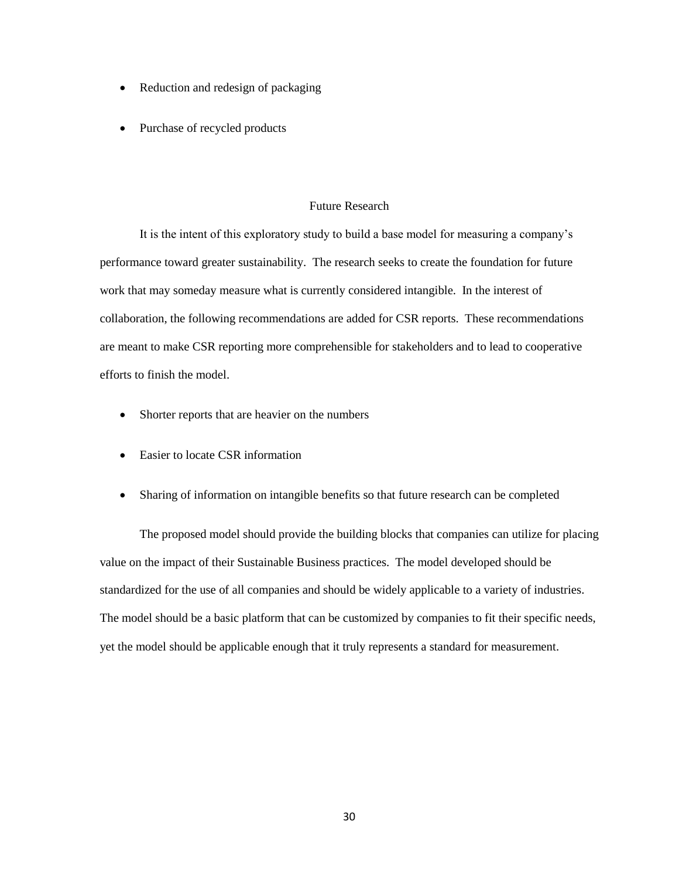- Reduction and redesign of packaging
- Purchase of recycled products

## Future Research

It is the intent of this exploratory study to build a base model for measuring a company's performance toward greater sustainability. The research seeks to create the foundation for future work that may someday measure what is currently considered intangible. In the interest of collaboration, the following recommendations are added for CSR reports. These recommendations are meant to make CSR reporting more comprehensible for stakeholders and to lead to cooperative efforts to finish the model.

- Shorter reports that are heavier on the numbers
- Easier to locate CSR information
- Sharing of information on intangible benefits so that future research can be completed

The proposed model should provide the building blocks that companies can utilize for placing value on the impact of their Sustainable Business practices. The model developed should be standardized for the use of all companies and should be widely applicable to a variety of industries. The model should be a basic platform that can be customized by companies to fit their specific needs, yet the model should be applicable enough that it truly represents a standard for measurement.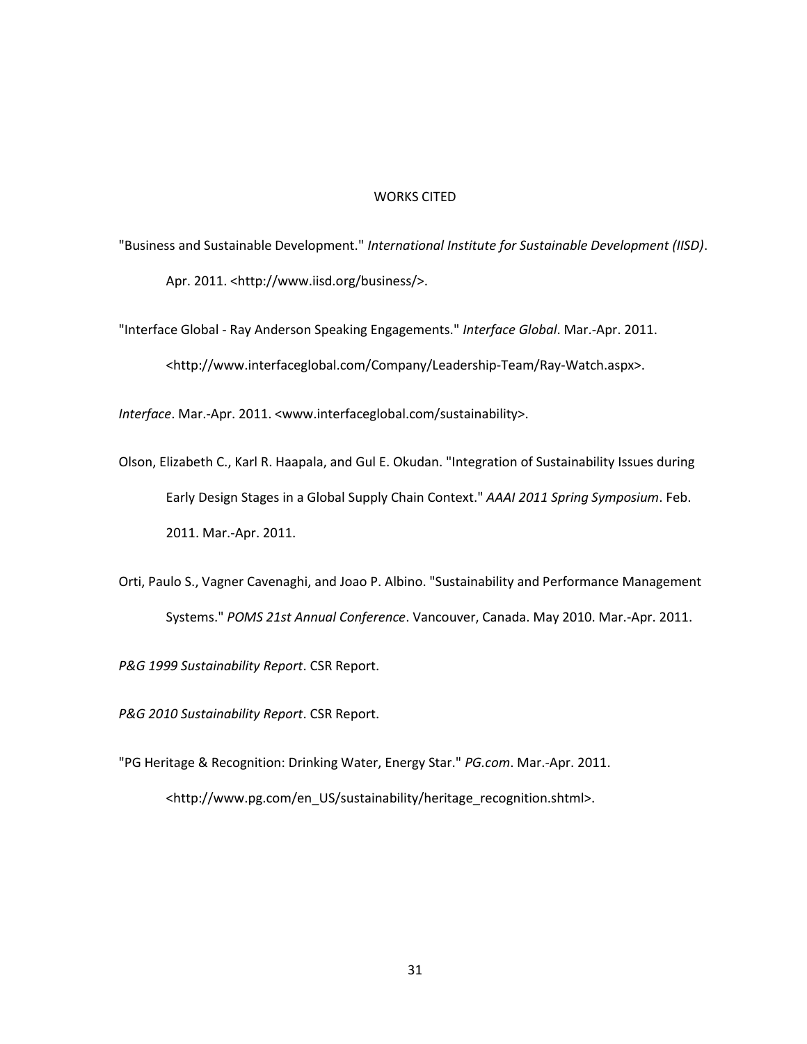# WORKS CITED

"Business and Sustainable Development." *International Institute for Sustainable Development (IISD)*. Apr. 2011. <http://www.iisd.org/business/>.

"Interface Global - Ray Anderson Speaking Engagements." *Interface Global*. Mar.-Apr. 2011. <http://www.interfaceglobal.com/Company/Leadership-Team/Ray-Watch.aspx>.

*Interface*. Mar.-Apr. 2011. <www.interfaceglobal.com/sustainability>.

Olson, Elizabeth C., Karl R. Haapala, and Gul E. Okudan. "Integration of Sustainability Issues during Early Design Stages in a Global Supply Chain Context." *AAAI 2011 Spring Symposium*. Feb. 2011. Mar.-Apr. 2011.

Orti, Paulo S., Vagner Cavenaghi, and Joao P. Albino. "Sustainability and Performance Management Systems." *POMS 21st Annual Conference*. Vancouver, Canada. May 2010. Mar.-Apr. 2011.

*P&G 1999 Sustainability Report*. CSR Report.

*P&G 2010 Sustainability Report*. CSR Report.

"PG Heritage & Recognition: Drinking Water, Energy Star." *PG.com*. Mar.-Apr. 2011. <http://www.pg.com/en_US/sustainability/heritage_recognition.shtml>.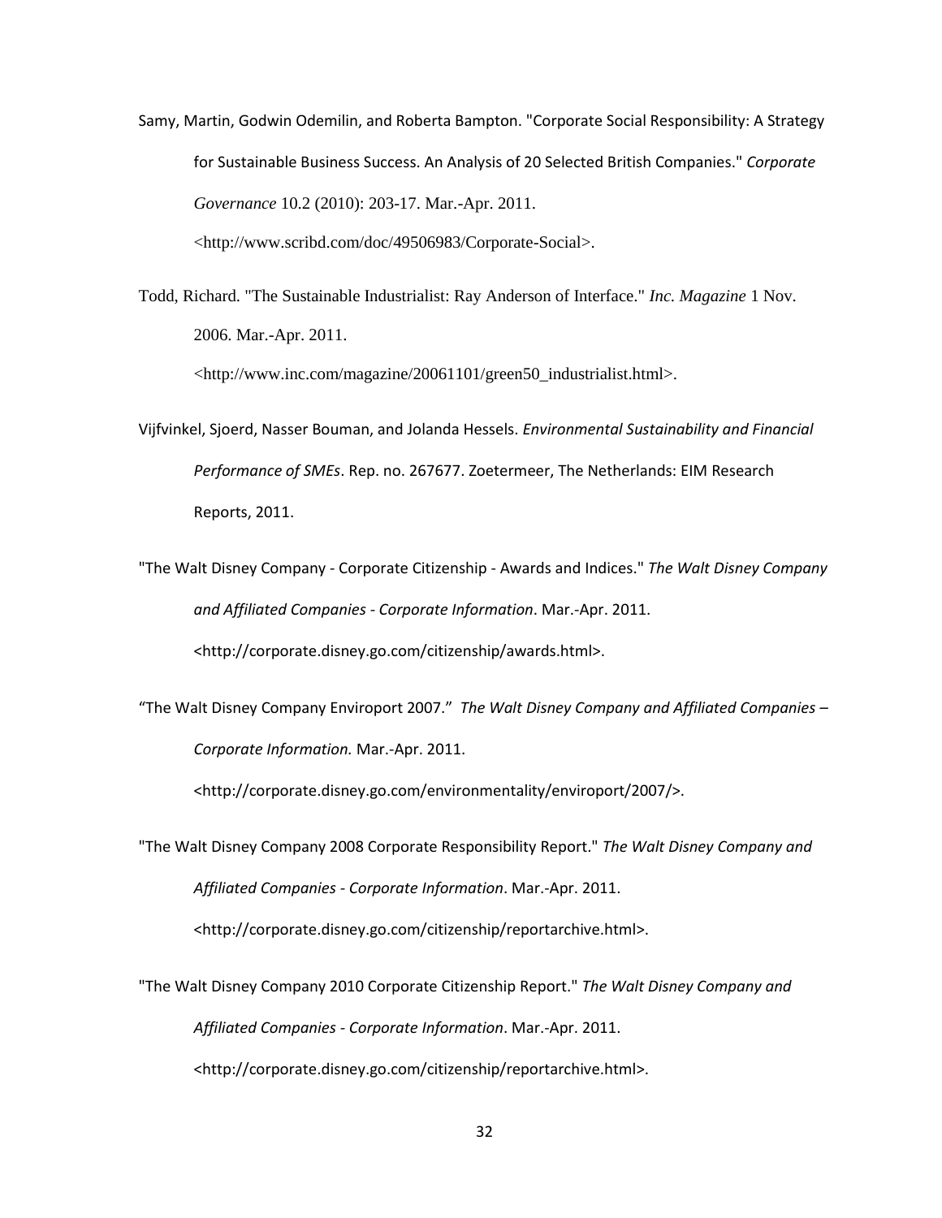Samy, Martin, Godwin Odemilin, and Roberta Bampton. "Corporate Social Responsibility: A Strategy for Sustainable Business Success. An Analysis of 20 Selected British Companies." *Corporate Governance* 10.2 (2010): 203-17. Mar.-Apr. 2011. <http://www.scribd.com/doc/49506983/Corporate-Social>.

Todd, Richard. "The Sustainable Industrialist: Ray Anderson of Interface." *Inc. Magazine* 1 Nov. 2006. Mar.-Apr. 2011. <http://www.inc.com/magazine/20061101/green50_industrialist.html>.

Vijfvinkel, Sjoerd, Nasser Bouman, and Jolanda Hessels. *Environmental Sustainability and Financial Performance of SMEs*. Rep. no. 267677. Zoetermeer, The Netherlands: EIM Research Reports, 2011.

"The Walt Disney Company - Corporate Citizenship - Awards and Indices." *The Walt Disney Company and Affiliated Companies - Corporate Information*. Mar.-Apr. 2011. <http://corporate.disney.go.com/citizenship/awards.html>.

"The Walt Disney Company Enviroport 2007." *The Walt Disney Company and Affiliated Companies – Corporate Information.* Mar.-Apr. 2011. <http://corporate.disney.go.com/environmentality/enviroport/2007/>.

"The Walt Disney Company 2008 Corporate Responsibility Report." *The Walt Disney Company and Affiliated Companies - Corporate Information*. Mar.-Apr. 2011. <http://corporate.disney.go.com/citizenship/reportarchive.html>.

"The Walt Disney Company 2010 Corporate Citizenship Report." *The Walt Disney Company and Affiliated Companies - Corporate Information*. Mar.-Apr. 2011. <http://corporate.disney.go.com/citizenship/reportarchive.html>.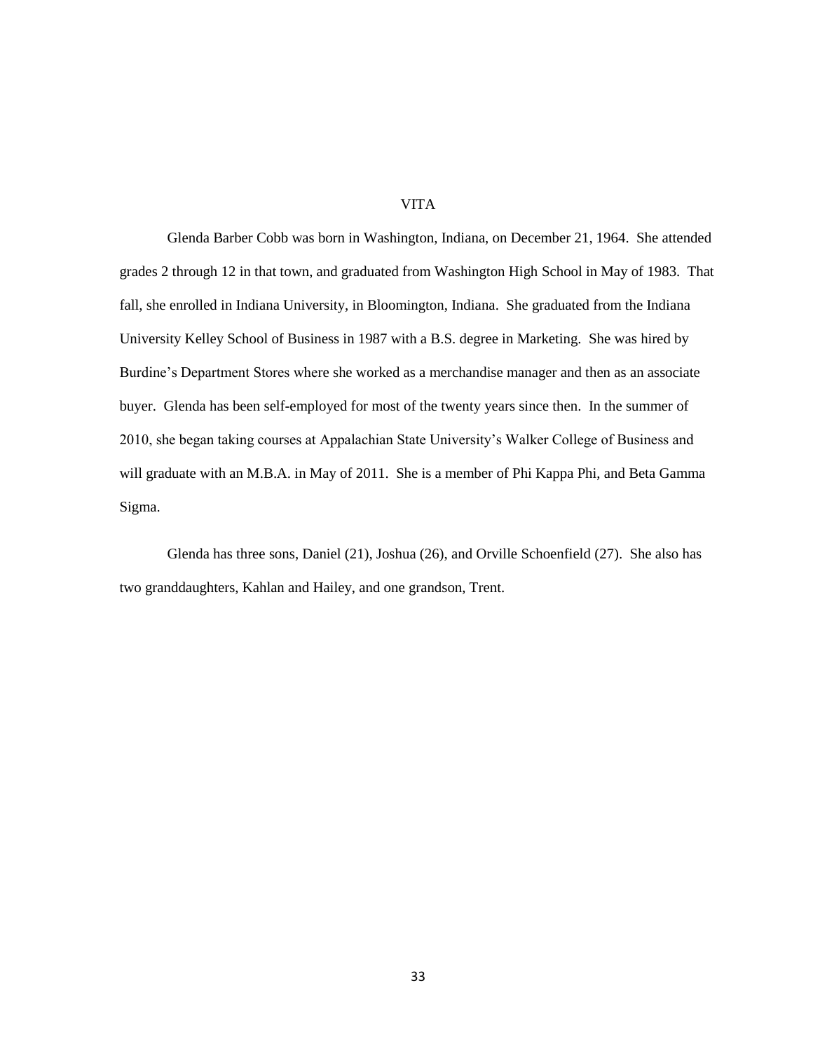# VITA

Glenda Barber Cobb was born in Washington, Indiana, on December 21, 1964. She attended grades 2 through 12 in that town, and graduated from Washington High School in May of 1983. That fall, she enrolled in Indiana University, in Bloomington, Indiana. She graduated from the Indiana University Kelley School of Business in 1987 with a B.S. degree in Marketing. She was hired by Burdine's Department Stores where she worked as a merchandise manager and then as an associate buyer. Glenda has been self-employed for most of the twenty years since then. In the summer of 2010, she began taking courses at Appalachian State University's Walker College of Business and will graduate with an M.B.A. in May of 2011. She is a member of Phi Kappa Phi, and Beta Gamma Sigma.

Glenda has three sons, Daniel (21), Joshua (26), and Orville Schoenfield (27). She also has two granddaughters, Kahlan and Hailey, and one grandson, Trent.